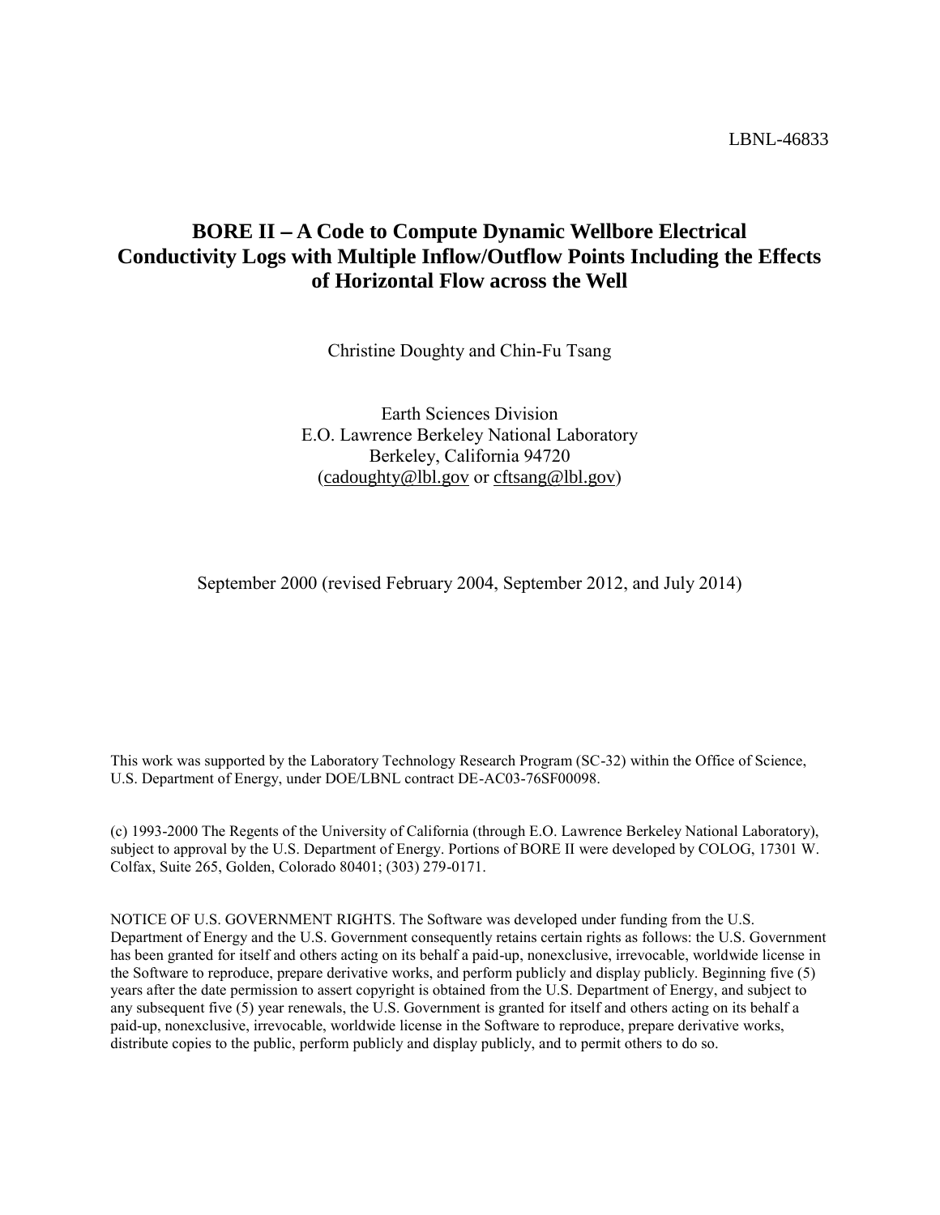LBNL-46833

# BORE II – A Code to Compute Dynamic Wellbore Electrical Conductivity Logs with Multiple Inflow/Outflow Points Including the Effects of Horizontal Flow across the Well

Christine Doughty and Chin-Fu Tsang

Earth Sciences Division
E.O. Lawrence Berkeley National Laboratory
Berkeley, California 94720
(cadoughty@lbl.gov or cftsang@lbl.gov)

September 2000 (revised February 2004, September 2012, and July 2014)

This work was supported by the Laboratory Technology Research Program (SC-32) within the Office of Science, U.S. Department of Energy, under DOE/LBNL contract DE-AC03-76SF00098.

(c) 1993-2000 The Regents of the University of California (through E.O. Lawrence Berkeley National Laboratory), subject to approval by the U.S. Department of Energy. Portions of BORE II were developed by COLOG, 17301 W. Colfax, Suite 265, Golden, Colorado 80401; (303) 279-0171.

NOTICE OF U.S. GOVERNMENT RIGHTS. The Software was developed under funding from the U.S. Department of Energy and the U.S. Government consequently retains certain rights as follows: the U.S. Government has been granted for itself and others acting on its behalf a paid-up, nonexclusive, irrevocable, worldwide license in the Software to reproduce, prepare derivative works, and perform publicly and display publicly. Beginning five (5) years after the date permission to assert copyright is obtained from the U.S. Department of Energy, and subject to any subsequent five (5) year renewals, the U.S. Government is granted for itself and others acting on its behalf a paid-up, nonexclusive, irrevocable, worldwide license in the Software to reproduce, prepare derivative works, distribute copies to the public, perform publicly and display publicly, and to permit others to do so.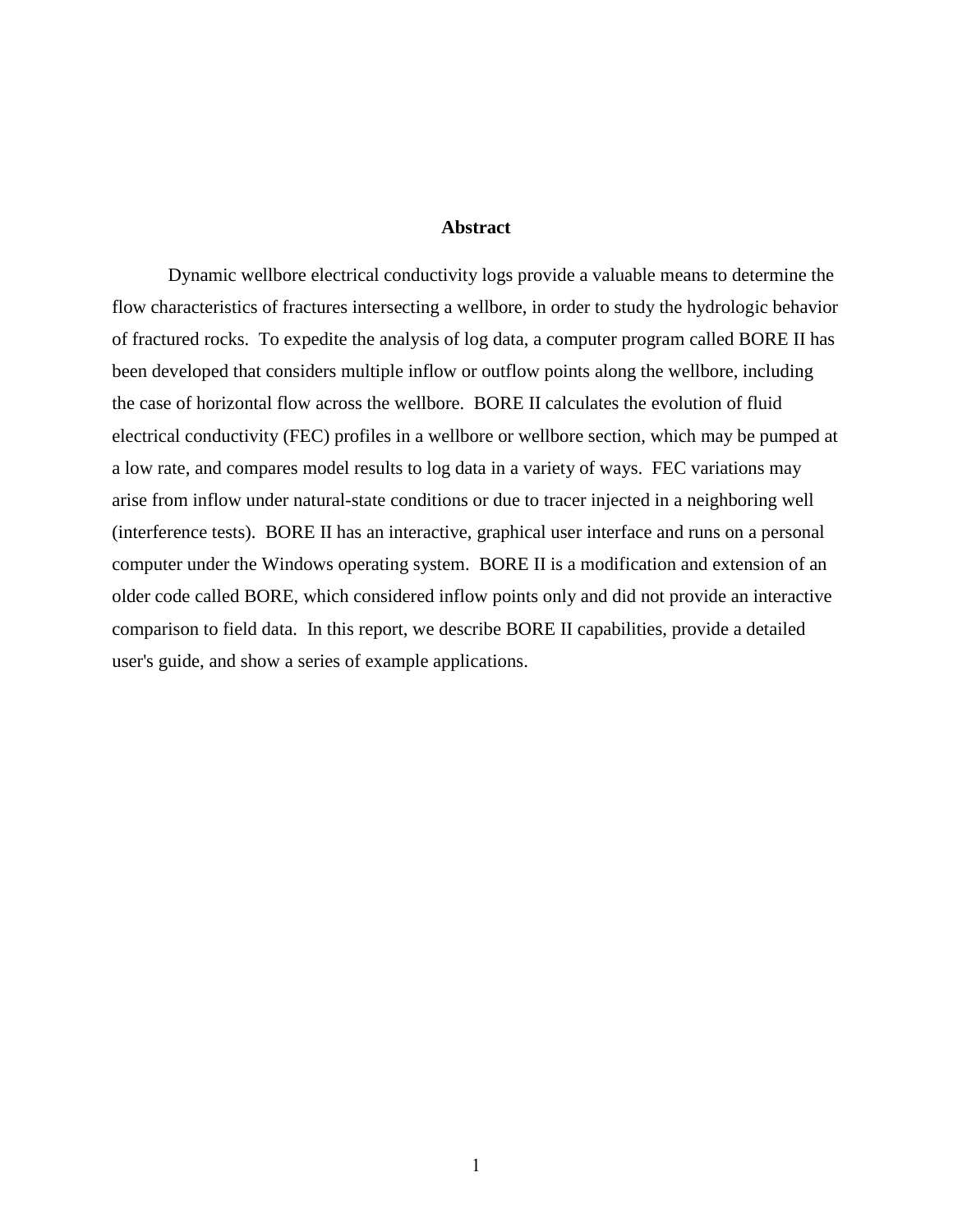## Abstract

Dynamic wellbore electrical conductivity logs provide a valuable means to determine the flow characteristics of fractures intersecting a wellbore, in order to study the hydrologic behavior of fractured rocks. To expedite the analysis of log data, a computer program called BORE II has been developed that considers multiple inflow or outflow points along the wellbore, including the case of horizontal flow across the wellbore. BORE II calculates the evolution of fluid electrical conductivity (FEC) profiles in a wellbore or wellbore section, which may be pumped at a low rate, and compares model results to log data in a variety of ways. FEC variations may arise from inflow under natural-state conditions or due to tracer injected in a neighboring well (interference tests). BORE II has an interactive, graphical user interface and runs on a personal computer under the Windows operating system. BORE II is a modification and extension of an older code called BORE, which considered inflow points only and did not provide an interactive comparison to field data. In this report, we describe BORE II capabilities, provide a detailed user's guide, and show a series of example applications.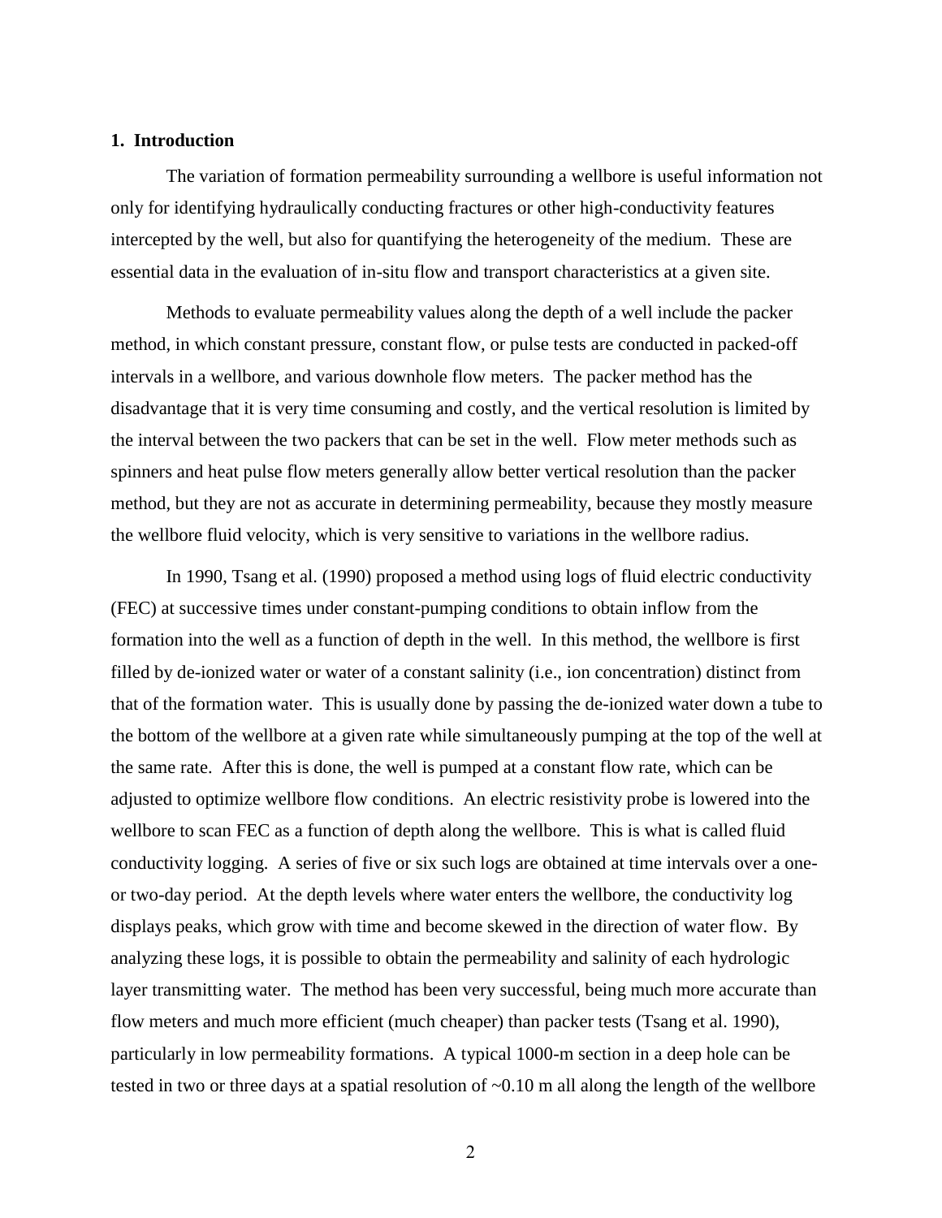## 1. Introduction

The variation of formation permeability surrounding a wellbore is useful information not only for identifying hydraulically conducting fractures or other high-conductivity features intercepted by the well, but also for quantifying the heterogeneity of the medium. These are essential data in the evaluation of in-situ flow and transport characteristics at a given site.

Methods to evaluate permeability values along the depth of a well include the packer method, in which constant pressure, constant flow, or pulse tests are conducted in packed-off intervals in a wellbore, and various downhole flow meters. The packer method has the disadvantage that it is very time consuming and costly, and the vertical resolution is limited by the interval between the two packers that can be set in the well. Flow meter methods such as spinners and heat pulse flow meters generally allow better vertical resolution than the packer method, but they are not as accurate in determining permeability, because they mostly measure the wellbore fluid velocity, which is very sensitive to variations in the wellbore radius.

In 1990, Tsang et al. (1990) proposed a method using logs of fluid electric conductivity (FEC) at successive times under constant-pumping conditions to obtain inflow from the formation into the well as a function of depth in the well. In this method, the wellbore is first filled by de-ionized water or water of a constant salinity (i.e., ion concentration) distinct from that of the formation water. This is usually done by passing the de-ionized water down a tube to the bottom of the wellbore at a given rate while simultaneously pumping at the top of the well at the same rate. After this is done, the well is pumped at a constant flow rate, which can be adjusted to optimize wellbore flow conditions. An electric resistivity probe is lowered into the wellbore to scan FEC as a function of depth along the wellbore. This is what is called fluid conductivity logging. A series of five or six such logs are obtained at time intervals over a one- or two-day period. At the depth levels where water enters the wellbore, the conductivity log displays peaks, which grow with time and become skewed in the direction of water flow. By analyzing these logs, it is possible to obtain the permeability and salinity of each hydrologic layer transmitting water. The method has been very successful, being much more accurate than flow meters and much more efficient (much cheaper) than packer tests (Tsang et al. 1990), particularly in low permeability formations. A typical 1000-m section in a deep hole can be tested in two or three days at a spatial resolution of ~0.10 m all along the length of the wellbore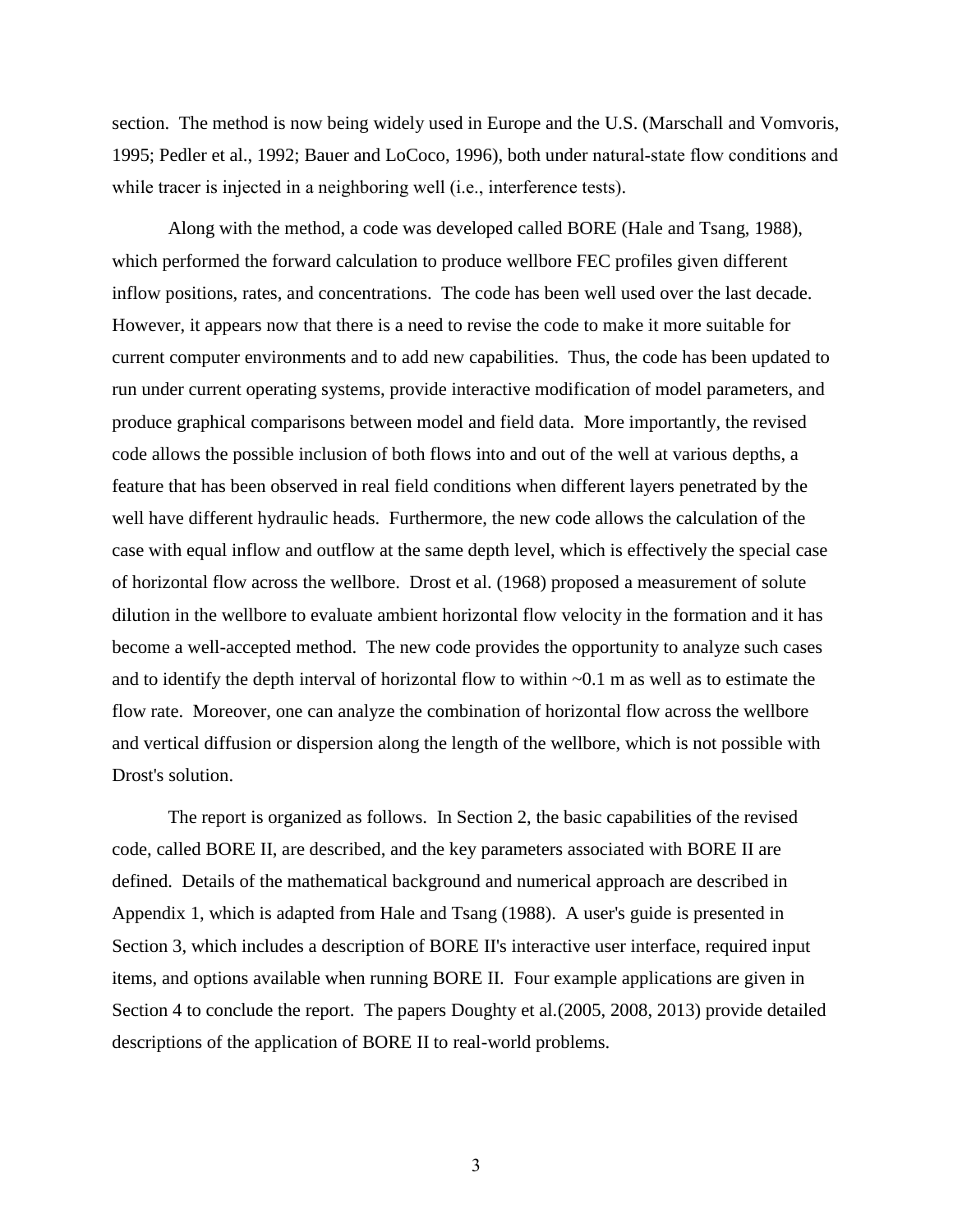section. The method is now being widely used in Europe and the U.S. (Marschall and Vomvoris, 1995; Pedler et al., 1992; Bauer and LoCoco, 1996), both under natural-state flow conditions and while tracer is injected in a neighboring well (i.e., interference tests).

Along with the method, a code was developed called BORE (Hale and Tsang, 1988), which performed the forward calculation to produce wellbore FEC profiles given different inflow positions, rates, and concentrations. The code has been well used over the last decade. However, it appears now that there is a need to revise the code to make it more suitable for current computer environments and to add new capabilities. Thus, the code has been updated to run under current operating systems, provide interactive modification of model parameters, and produce graphical comparisons between model and field data. More importantly, the revised code allows the possible inclusion of both flows into and out of the well at various depths, a feature that has been observed in real field conditions when different layers penetrated by the well have different hydraulic heads. Furthermore, the new code allows the calculation of the case with equal inflow and outflow at the same depth level, which is effectively the special case of horizontal flow across the wellbore. Drost et al. (1968) proposed a measurement of solute dilution in the wellbore to evaluate ambient horizontal flow velocity in the formation and it has become a well-accepted method. The new code provides the opportunity to analyze such cases and to identify the depth interval of horizontal flow to within ~0.1 m as well as to estimate the flow rate. Moreover, one can analyze the combination of horizontal flow across the wellbore and vertical diffusion or dispersion along the length of the wellbore, which is not possible with Drost's solution.

The report is organized as follows. In Section 2, the basic capabilities of the revised code, called BORE II, are described, and the key parameters associated with BORE II are defined. Details of the mathematical background and numerical approach are described in Appendix 1, which is adapted from Hale and Tsang (1988). A user's guide is presented in Section 3, which includes a description of BORE II's interactive user interface, required input items, and options available when running BORE II. Four example applications are given in Section 4 to conclude the report. The papers Doughty et al.(2005, 2008, 2013) provide detailed descriptions of the application of BORE II to real-world problems.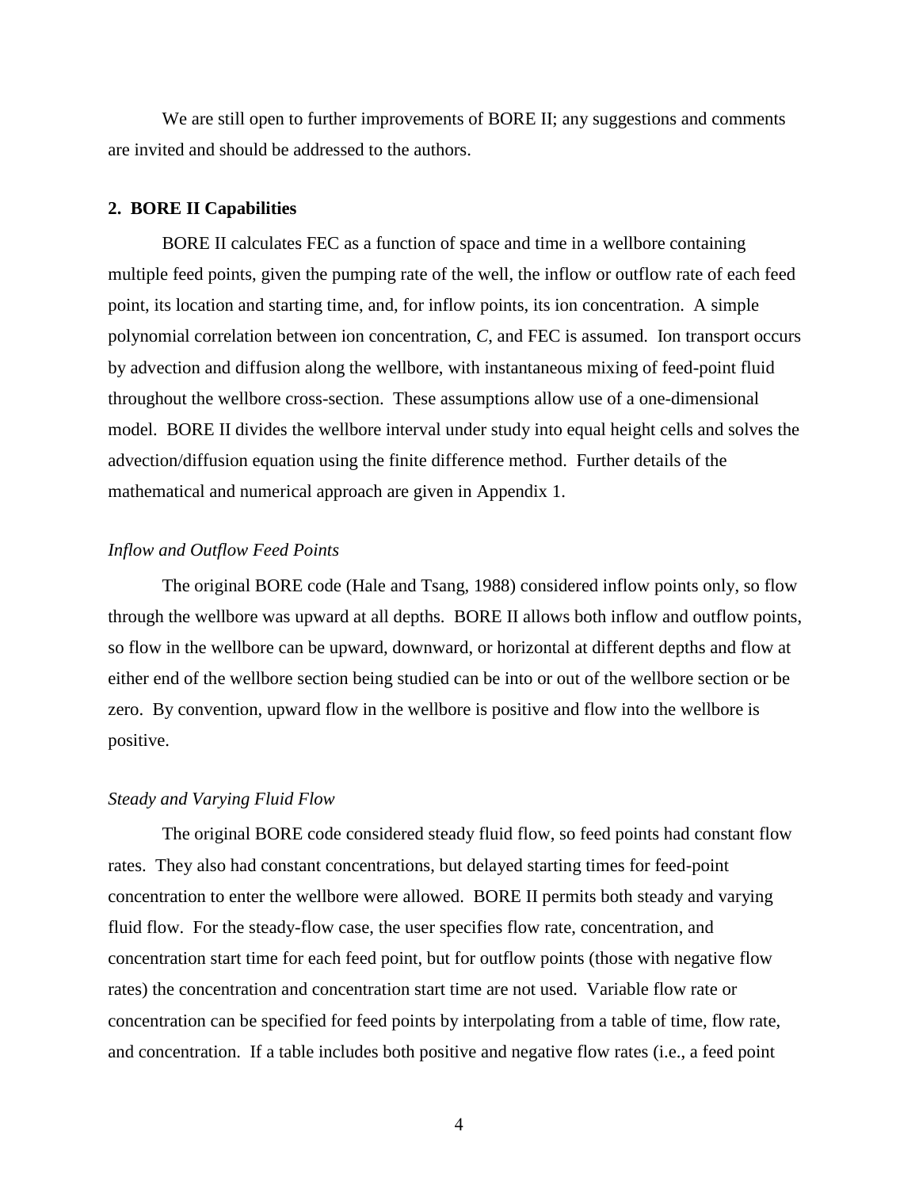We are still open to further improvements of BORE II; any suggestions and comments are invited and should be addressed to the authors.

## 2. BORE II Capabilities

BORE II calculates FEC as a function of space and time in a wellbore containing multiple feed points, given the pumping rate of the well, the inflow or outflow rate of each feed point, its location and starting time, and, for inflow points, its ion concentration. A simple polynomial correlation between ion concentration, $C$, and FEC is assumed. Ion transport occurs by advection and diffusion along the wellbore, with instantaneous mixing of feed-point fluid throughout the wellbore cross-section. These assumptions allow use of a one-dimensional model. BORE II divides the wellbore interval under study into equal height cells and solves the advection/diffusion equation using the finite difference method. Further details of the mathematical and numerical approach are given in Appendix 1.

### *Inflow and Outflow Feed Points*

The original BORE code (Hale and Tsang, 1988) considered inflow points only, so flow through the wellbore was upward at all depths. BORE II allows both inflow and outflow points, so flow in the wellbore can be upward, downward, or horizontal at different depths and flow at either end of the wellbore section being studied can be into or out of the wellbore section or be zero. By convention, upward flow in the wellbore is positive and flow into the wellbore is positive.

### *Steady and Varying Fluid Flow*

The original BORE code considered steady fluid flow, so feed points had constant flow rates. They also had constant concentrations, but delayed starting times for feed-point concentration to enter the wellbore were allowed. BORE II permits both steady and varying fluid flow. For the steady-flow case, the user specifies flow rate, concentration, and concentration start time for each feed point, but for outflow points (those with negative flow rates) the concentration and concentration start time are not used. Variable flow rate or concentration can be specified for feed points by interpolating from a table of time, flow rate, and concentration. If a table includes both positive and negative flow rates (i.e., a feed point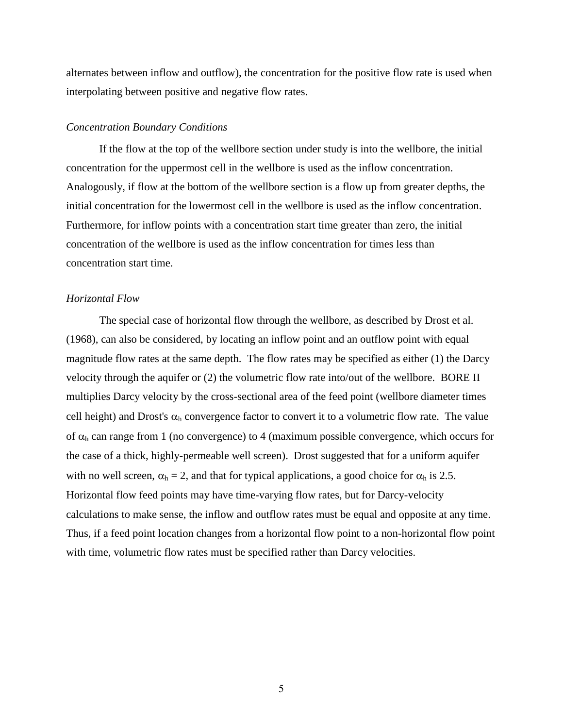alternates between inflow and outflow), the concentration for the positive flow rate is used when interpolating between positive and negative flow rates.

*Concentration Boundary Conditions*

If the flow at the top of the wellbore section under study is into the wellbore, the initial concentration for the uppermost cell in the wellbore is used as the inflow concentration. Analogously, if flow at the bottom of the wellbore section is a flow up from greater depths, the initial concentration for the lowermost cell in the wellbore is used as the inflow concentration. Furthermore, for inflow points with a concentration start time greater than zero, the initial concentration of the wellbore is used as the inflow concentration for times less than concentration start time.

*Horizontal Flow*

The special case of horizontal flow through the wellbore, as described by Drost et al. (1968), can also be considered, by locating an inflow point and an outflow point with equal magnitude flow rates at the same depth. The flow rates may be specified as either (1) the Darcy velocity through the aquifer or (2) the volumetric flow rate into/out of the wellbore. BORE II multiplies Darcy velocity by the cross-sectional area of the feed point (wellbore diameter times cell height) and Drost's $\alpha_h$ convergence factor to convert it to a volumetric flow rate. The value of $\alpha_h$ can range from 1 (no convergence) to 4 (maximum possible convergence, which occurs for the case of a thick, highly-permeable well screen). Drost suggested that for a uniform aquifer with no well screen, $\alpha_h = 2$, and that for typical applications, a good choice for $\alpha_h$ is 2.5. Horizontal flow feed points may have time-varying flow rates, but for Darcy-velocity calculations to make sense, the inflow and outflow rates must be equal and opposite at any time. Thus, if a feed point location changes from a horizontal flow point to a non-horizontal flow point with time, volumetric flow rates must be specified rather than Darcy velocities.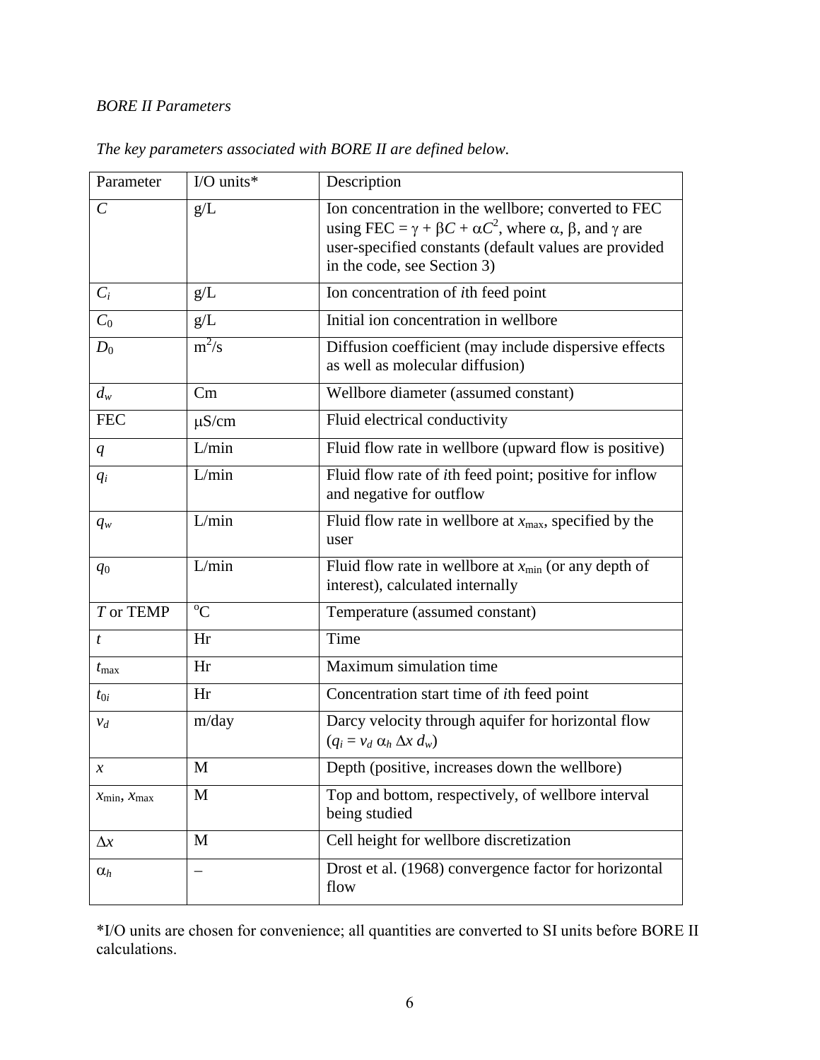*BORE II Parameters*

*The key parameters associated with BORE II are defined below.*

| Parameter | I/O units* | Description |
|---|---|---|
| $C$ | g/L | Ion concentration in the wellbore; converted to FEC using FEC = $\gamma + \beta C + \alpha C^2$, where $\alpha$, $\beta$, and $\gamma$ are user-specified constants (default values are provided in the code, see Section 3) |
| $C_i$ | g/L | Ion concentration of *i*th feed point |
| $C_0$ | g/L | Initial ion concentration in wellbore |
| $D_0$ | $m^2/s$ | Diffusion coefficient (may include dispersive effects as well as molecular diffusion) |
| $d_w$ | Cm | Wellbore diameter (assumed constant) |
| FEC | $\mu$S/cm | Fluid electrical conductivity |
| $q$ | L/min | Fluid flow rate in wellbore (upward flow is positive) |
| $q_i$ | L/min | Fluid flow rate of *i*th feed point; positive for inflow and negative for outflow |
| $q_w$ | L/min | Fluid flow rate in wellbore at $x_{\max}$, specified by the user |
| $q_0$ | L/min | Fluid flow rate in wellbore at $x_{\min}$ (or any depth of interest), calculated internally |
| $T$ or TEMP | $^{o}$C | Temperature (assumed constant) |
| $t$ | Hr | Time |
| $t_{\max}$ | Hr | Maximum simulation time |
| $t_{0i}$ | Hr | Concentration start time of *i*th feed point |
| $v_d$ | m/day | Darcy velocity through aquifer for horizontal flow ($q_i = v_d \alpha_h \Delta x \, d_w$) |
| $x$ | M | Depth (positive, increases down the wellbore) |
| $x_{\min}$, $x_{\max}$ | M | Top and bottom, respectively, of wellbore interval being studied |
| $\Delta x$ | M | Cell height for wellbore discretization |
| $\alpha_h$ | – | Drost et al. (1968) convergence factor for horizontal flow |

*I/O units are chosen for convenience; all quantities are converted to SI units before BORE II calculations.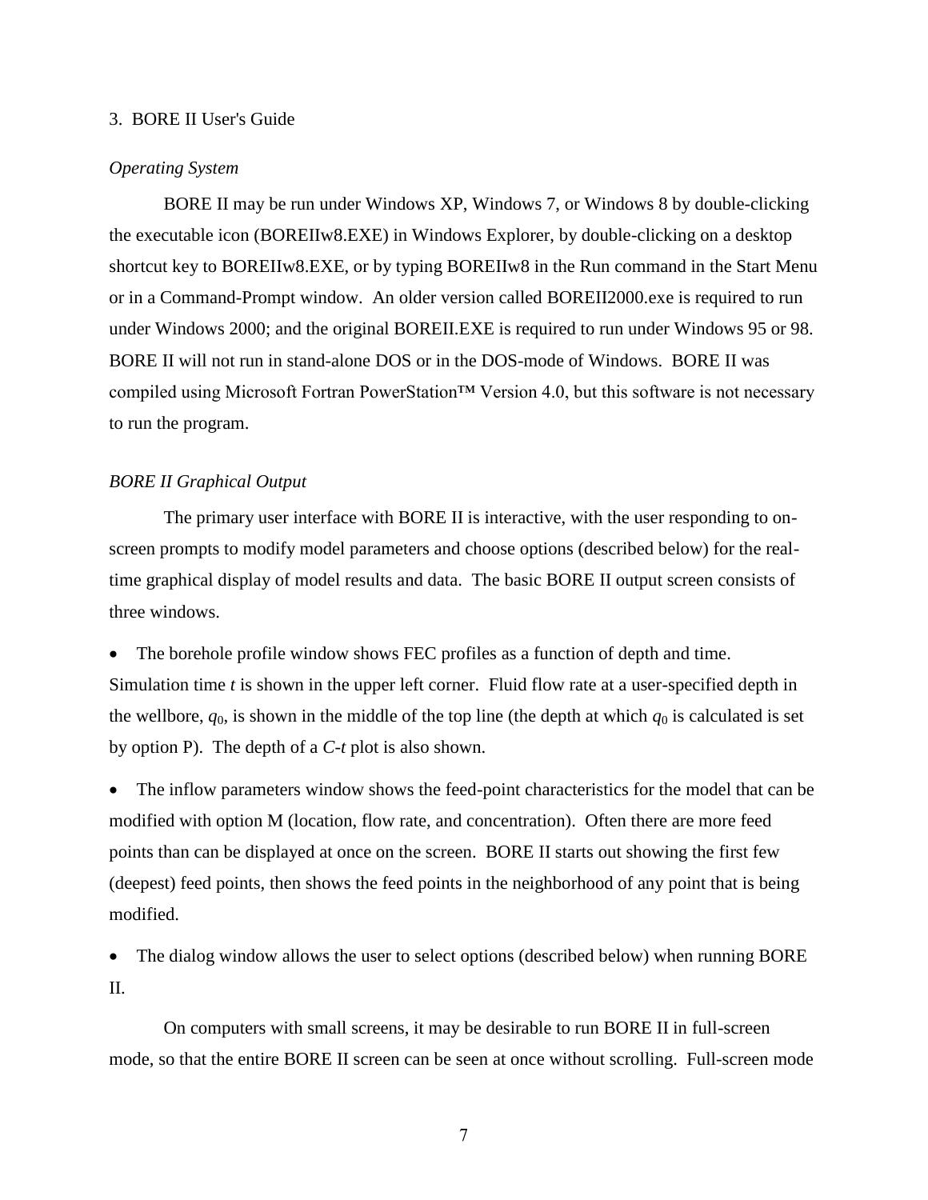## 3. BORE II User's Guide

### *Operating System*

BORE II may be run under Windows XP, Windows 7, or Windows 8 by double-clicking the executable icon (BOREIIw8.EXE) in Windows Explorer, by double-clicking on a desktop shortcut key to BOREIIw8.EXE, or by typing BOREIIw8 in the Run command in the Start Menu or in a Command-Prompt window. An older version called BOREII2000.exe is required to run under Windows 2000; and the original BOREII.EXE is required to run under Windows 95 or 98. BORE II will not run in stand-alone DOS or in the DOS-mode of Windows. BORE II was compiled using Microsoft Fortran PowerStation™ Version 4.0, but this software is not necessary to run the program.

### *BORE II Graphical Output*

The primary user interface with BORE II is interactive, with the user responding to on-screen prompts to modify model parameters and choose options (described below) for the real-time graphical display of model results and data. The basic BORE II output screen consists of three windows.

- The borehole profile window shows FEC profiles as a function of depth and time. Simulation time $t$ is shown in the upper left corner. Fluid flow rate at a user-specified depth in the wellbore, $q_0$, is shown in the middle of the top line (the depth at which $q_0$ is calculated is set by option P). The depth of a $C$-$t$ plot is also shown.

- The inflow parameters window shows the feed-point characteristics for the model that can be modified with option M (location, flow rate, and concentration). Often there are more feed points than can be displayed at once on the screen. BORE II starts out showing the first few (deepest) feed points, then shows the feed points in the neighborhood of any point that is being modified.

- The dialog window allows the user to select options (described below) when running BORE II.

On computers with small screens, it may be desirable to run BORE II in full-screen mode, so that the entire BORE II screen can be seen at once without scrolling. Full-screen mode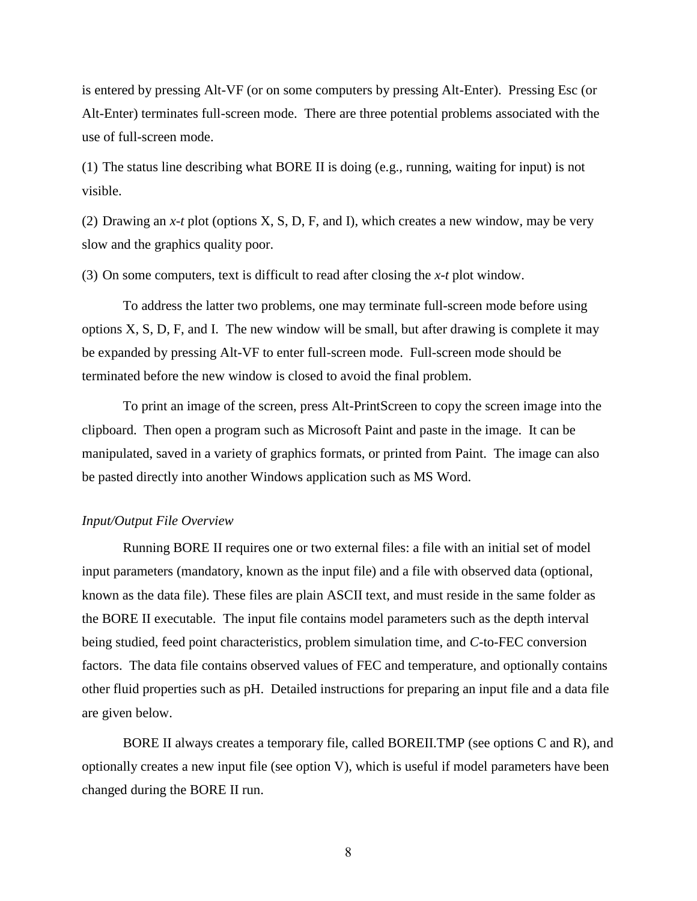is entered by pressing Alt-VF (or on some computers by pressing Alt-Enter). Pressing Esc (or Alt-Enter) terminates full-screen mode. There are three potential problems associated with the use of full-screen mode.

(1) The status line describing what BORE II is doing (e.g., running, waiting for input) is not visible.

(2) Drawing an *x-t* plot (options X, S, D, F, and I), which creates a new window, may be very slow and the graphics quality poor.

(3) On some computers, text is difficult to read after closing the *x-t* plot window.

To address the latter two problems, one may terminate full-screen mode before using options X, S, D, F, and I. The new window will be small, but after drawing is complete it may be expanded by pressing Alt-VF to enter full-screen mode. Full-screen mode should be terminated before the new window is closed to avoid the final problem.

To print an image of the screen, press Alt-PrintScreen to copy the screen image into the clipboard. Then open a program such as Microsoft Paint and paste in the image. It can be manipulated, saved in a variety of graphics formats, or printed from Paint. The image can also be pasted directly into another Windows application such as MS Word.

*Input/Output File Overview*

Running BORE II requires one or two external files: a file with an initial set of model input parameters (mandatory, known as the input file) and a file with observed data (optional, known as the data file). These files are plain ASCII text, and must reside in the same folder as the BORE II executable. The input file contains model parameters such as the depth interval being studied, feed point characteristics, problem simulation time, and *C*-to-FEC conversion factors. The data file contains observed values of FEC and temperature, and optionally contains other fluid properties such as pH. Detailed instructions for preparing an input file and a data file are given below.

BORE II always creates a temporary file, called BOREII.TMP (see options C and R), and optionally creates a new input file (see option V), which is useful if model parameters have been changed during the BORE II run.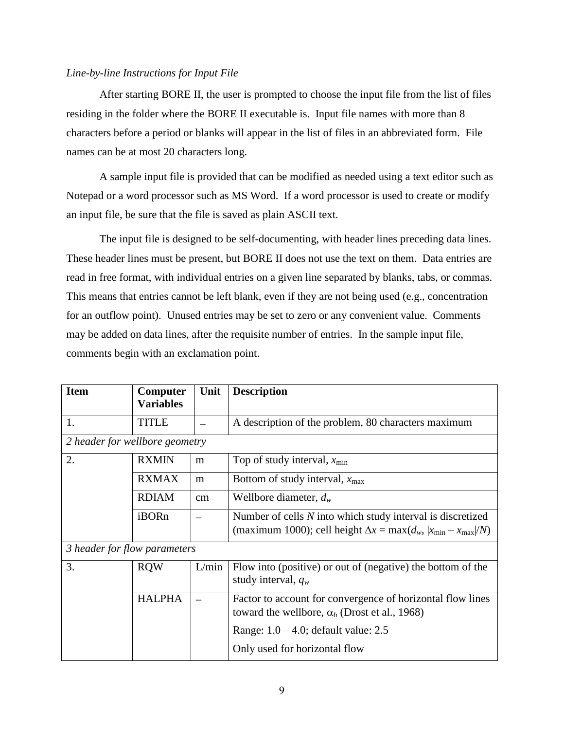*Line-by-line Instructions for Input File*

After starting BORE II, the user is prompted to choose the input file from the list of files residing in the folder where the BORE II executable is. Input file names with more than 8 characters before a period or blanks will appear in the list of files in an abbreviated form. File names can be at most 20 characters long.

A sample input file is provided that can be modified as needed using a text editor such as Notepad or a word processor such as MS Word. If a word processor is used to create or modify an input file, be sure that the file is saved as plain ASCII text.

The input file is designed to be self-documenting, with header lines preceding data lines. These header lines must be present, but BORE II does not use the text on them. Data entries are read in free format, with individual entries on a given line separated by blanks, tabs, or commas. This means that entries cannot be left blank, even if they are not being used (e.g., concentration for an outflow point). Unused entries may be set to zero or any convenient value. Comments may be added on data lines, after the requisite number of entries. In the sample input file, comments begin with an exclamation point.

| **Item** | **Computer Variables** | **Unit** | **Description** |
|---|---|---|---|
| 1. | TITLE | – | A description of the problem, 80 characters maximum |
| *2 header for wellbore geometry* | | | |
| 2. | RXMIN | m | Top of study interval, $x_{\min}$ |
| | RXMAX | m | Bottom of study interval, $x_{\max}$ |
| | RDIAM | cm | Wellbore diameter, $d_w$ |
| | iBORn | – | Number of cells $N$ into which study interval is discretized (maximum 1000); cell height $\Delta x = \max(d_w, \lvert x_{\min} - x_{\max}\rvert/N)$ |
| *3 header for flow parameters* | | | |
| 3. | RQW | L/min | Flow into (positive) or out of (negative) the bottom of the study interval, $q_w$ |
| | HALPHA | – | Factor to account for convergence of horizontal flow lines toward the wellbore, $\alpha_h$ (Drost et al., 1968)<br>Range: 1.0 – 4.0; default value: 2.5<br>Only used for horizontal flow |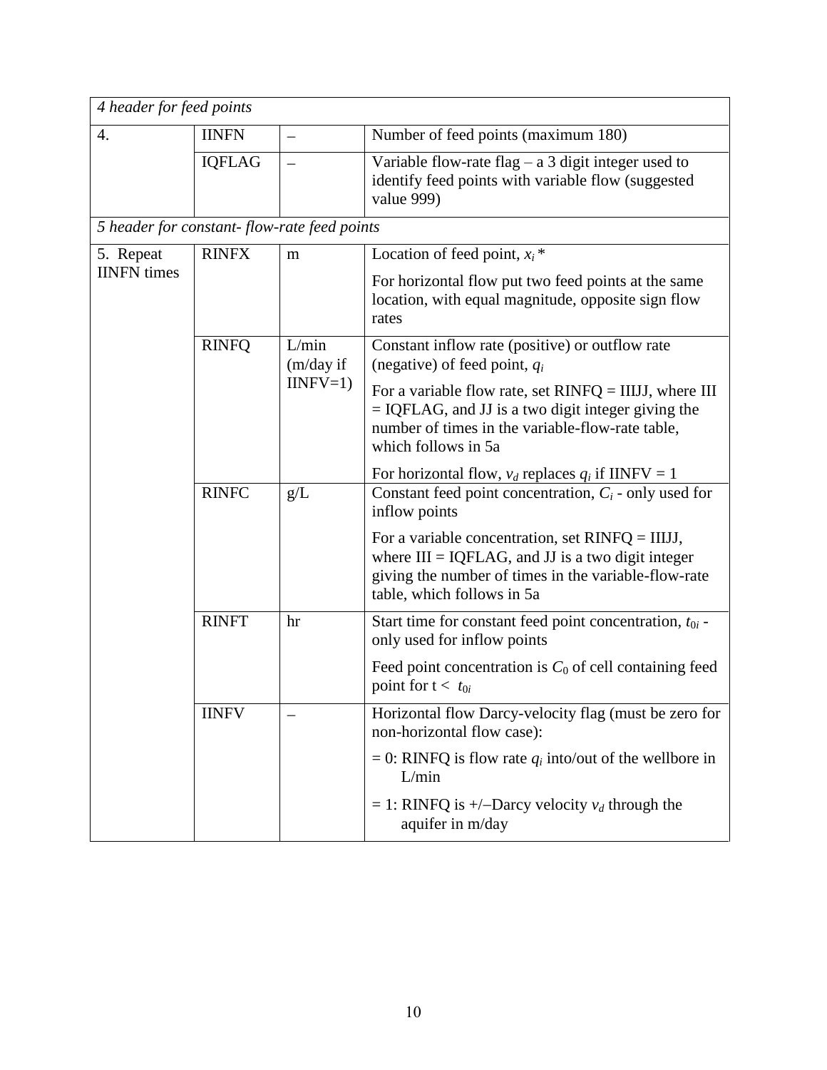| | | | |
|---|---|---|---|
| *4 header for feed points* | | | |
| 4. | IINFN | – | Number of feed points (maximum 180) |
| | IQFLAG | – | Variable flow-rate flag – a 3 digit integer used to identify feed points with variable flow (suggested value 999) |
| *5 header for constant- flow-rate feed points* | | | |
| 5. Repeat IINFN times | RINFX | m | Location of feed point, $x_i$ *<br><br>For horizontal flow put two feed points at the same location, with equal magnitude, opposite sign flow rates |
| | RINFQ | L/min (m/day if IINFV=1) | Constant inflow rate (positive) or outflow rate (negative) of feed point, $q_i$<br><br>For a variable flow rate, set RINFQ = IIIJJ, where III = IQFLAG, and JJ is a two digit integer giving the number of times in the variable-flow-rate table, which follows in 5a<br><br>For horizontal flow, $v_d$ replaces $q_i$ if IINFV = 1 |
| | RINFC | g/L | Constant feed point concentration, $C_i$ - only used for inflow points<br><br>For a variable concentration, set RINFQ = IIIJJ, where III = IQFLAG, and JJ is a two digit integer giving the number of times in the variable-flow-rate table, which follows in 5a |
| | RINFT | hr | Start time for constant feed point concentration, $t_{0i}$ - only used for inflow points<br><br>Feed point concentration is $C_0$ of cell containing feed point for t < $t_{0i}$ |
| | IINFV | – | Horizontal flow Darcy-velocity flag (must be zero for non-horizontal flow case):<br><br>= 0: RINFQ is flow rate $q_i$ into/out of the wellbore in L/min<br><br>= 1: RINFQ is +/–Darcy velocity $v_d$ through the aquifer in m/day |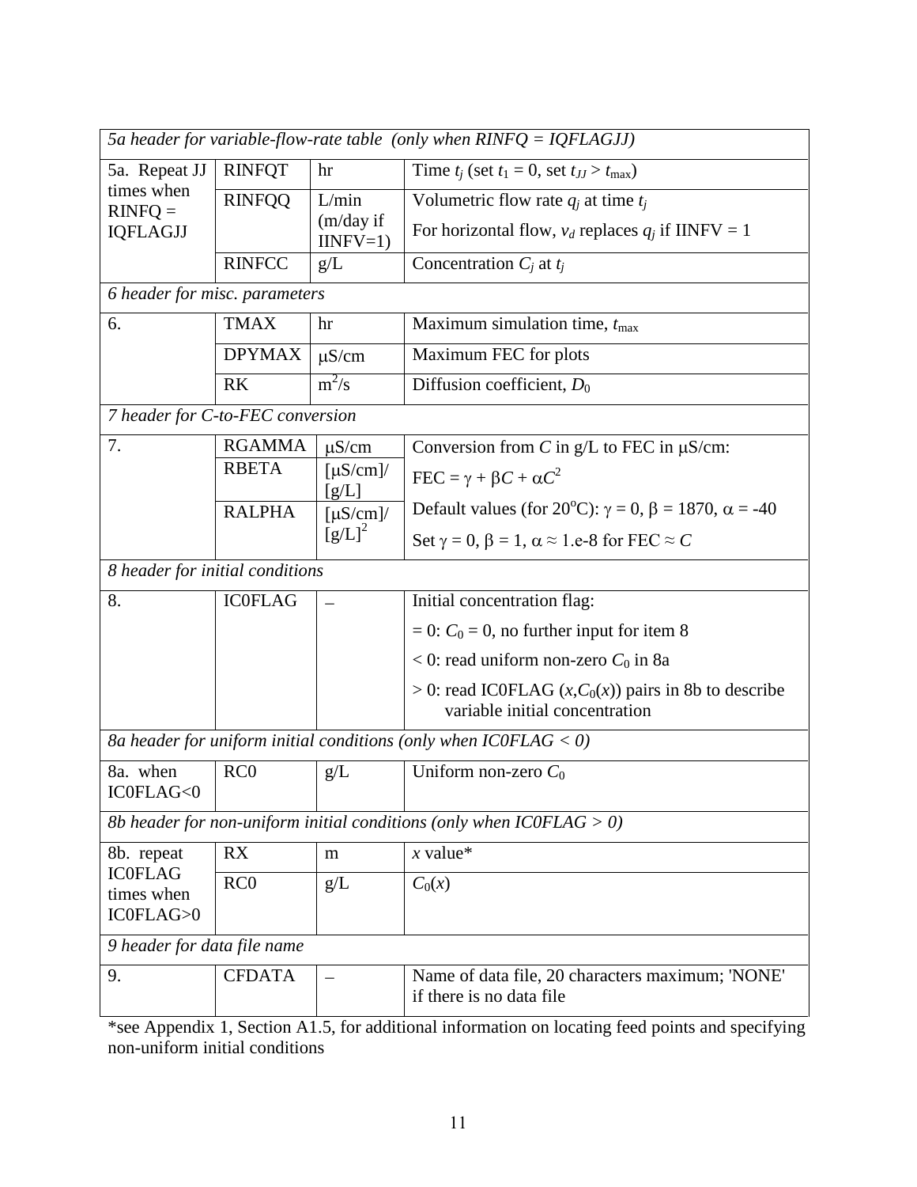| | | | |
|---|---|---|---|
| *5a header for variable-flow-rate table (only when RINFQ = IQFLAGJJ)* | | | |
| 5a. Repeat JJ times when RINFQ = IQFLAGJJ | RINFQT | hr | Time $t_j$ (set $t_1 = 0$, set $t_{JJ} > t_{\max}$) |
| | RINFQQ | L/min (m/day if IINFV=1) | Volumetric flow rate $q_j$ at time $t_j$<br>For horizontal flow, $v_d$ replaces $q_j$ if IINFV = 1 |
| | RINFCC | g/L | Concentration $C_j$ at $t_j$ |
| *6 header for misc. parameters* | | | |
| 6. | TMAX | hr | Maximum simulation time, $t_{\max}$ |
| | DPYMAX | μS/cm | Maximum FEC for plots |
| | RK | $m^2/s$ | Diffusion coefficient, $D_0$ |
| *7 header for C-to-FEC conversion* | | | |
| 7. | RGAMMA | μS/cm | Conversion from $C$ in g/L to FEC in μS/cm: |
| | RBETA | [μS/cm]/[g/L] | $\text{FEC} = \gamma + \beta C + \alpha C^2$ |
| | RALPHA | $[\mu S/cm]/[g/L]^2$ | Default values (for 20°C): $\gamma = 0$, $\beta = 1870$, $\alpha = -40$<br>Set $\gamma = 0$, $\beta = 1$, $\alpha \approx 1.e\text{-}8$ for FEC $\approx C$ |
| *8 header for initial conditions* | | | |
| 8. | IC0FLAG | – | Initial concentration flag:<br>= 0: $C_0 = 0$, no further input for item 8<br>< 0: read uniform non-zero $C_0$ in 8a<br>> 0: read IC0FLAG $(x, C_0(x))$ pairs in 8b to describe variable initial concentration |
| *8a header for uniform initial conditions (only when IC0FLAG < 0)* | | | |
| 8a. when IC0FLAG<0 | RC0 | g/L | Uniform non-zero $C_0$ |
| *8b header for non-uniform initial conditions (only when IC0FLAG > 0)* | | | |
| 8b. repeat IC0FLAG times when IC0FLAG>0 | RX | m | $x$ value* |
| | RC0 | g/L | $C_0(x)$ |
| *9 header for data file name* | | | |
| 9. | CFDATA | – | Name of data file, 20 characters maximum; 'NONE' if there is no data file |

*see Appendix 1, Section A1.5, for additional information on locating feed points and specifying non-uniform initial conditions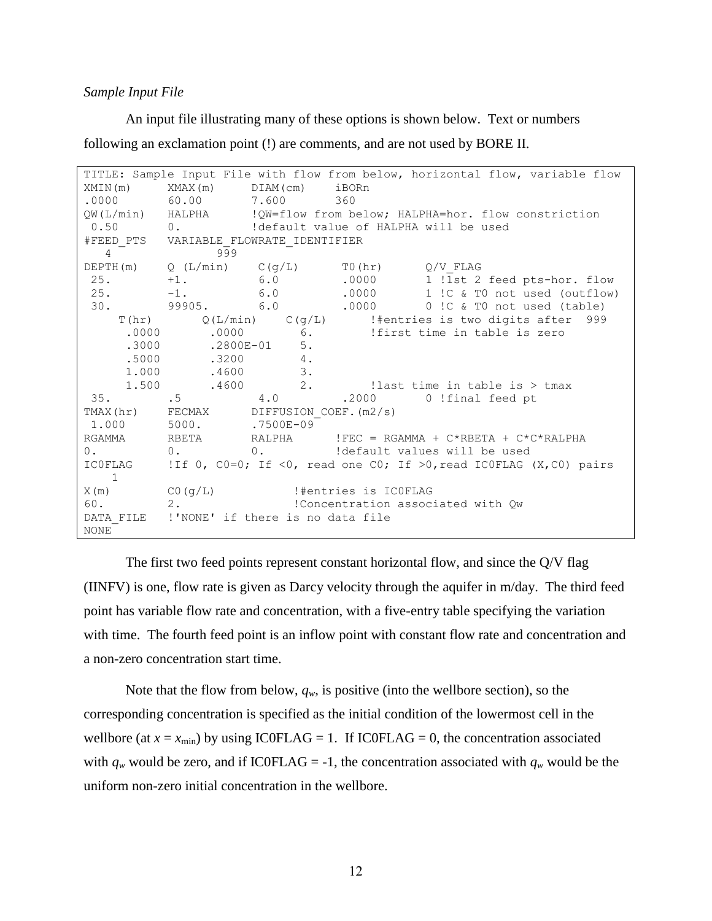*Sample Input File*

An input file illustrating many of these options is shown below. Text or numbers following an exclamation point (!) are comments, and are not used by BORE II.

```
TITLE: Sample Input File with flow from below, horizontal flow, variable flow
XMIN(m)      XMAX(m)      DIAM(cm)    iBORn
.0000        60.00        7.600       360
QW(L/min)    HALPHA       !QW=flow from below; HALPHA=hor. flow constriction
 0.50        0.           !default value of HALPHA will be used
#FEED_PTS    VARIABLE_FLOWRATE_IDENTIFIER
   4              999
DEPTH(m)     Q (L/min)     C(g/L)      T0(hr)       Q/V_FLAG
 25.         +1.           6.0         .0000        1 !1st 2 feed pts-hor. flow
 25.         -1.           6.0         .0000        1 !C & T0 not used (outflow)
 30.         99905.        6.0         .0000        0 !C & T0 not used (table)
     T(hr)       Q(L/min)    C(g/L)      !#entries is two digits after  999
      .0000       .0000        6.        !first time in table is zero
      .3000       .2800E-01    5.
      .5000       .3200        4.
      1.000       .4600        3.
      1.500       .4600        2.        !last time in table is > tmax
 35.         .5          4.0         .2000        0 !final feed pt
TMAX(hr)     FECMAX       DIFFUSION_COEF.(m2/s)
 1.000       5000.        .7500E-09
RGAMMA       RBETA        RALPHA       !FEC = RGAMMA + C*RBETA + C*C*RALPHA
0.           0.           0.           !default values will be used
IC0FLAG      !If 0, C0=0; If <0, read one C0; If >0,read IC0FLAG (X,C0) pairs
    1
X(m)         C0(g/L)            !#entries is IC0FLAG
60.          2.                 !Concentration associated with Qw
DATA_FILE    !'NONE' if there is no data file
NONE
```

The first two feed points represent constant horizontal flow, and since the Q/V flag (IINFV) is one, flow rate is given as Darcy velocity through the aquifer in m/day. The third feed point has variable flow rate and concentration, with a five-entry table specifying the variation with time. The fourth feed point is an inflow point with constant flow rate and concentration and a non-zero concentration start time.

Note that the flow from below, $q_w$, is positive (into the wellbore section), so the corresponding concentration is specified as the initial condition of the lowermost cell in the wellbore (at $x = x_{\min}$) by using IC0FLAG = 1. If IC0FLAG = 0, the concentration associated with $q_w$ would be zero, and if IC0FLAG = -1, the concentration associated with $q_w$ would be the uniform non-zero initial concentration in the wellbore.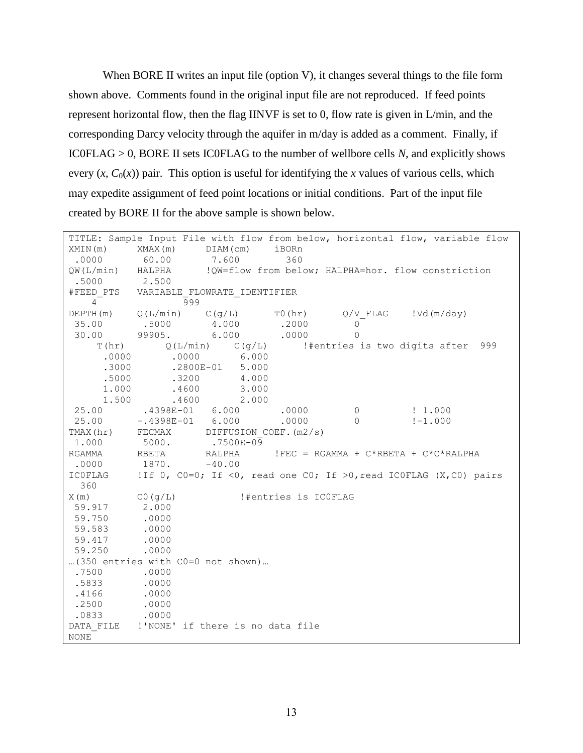When BORE II writes an input file (option V), it changes several things to the file form shown above. Comments found in the original input file are not reproduced. If feed points represent horizontal flow, then the flag IINVF is set to 0, flow rate is given in L/min, and the corresponding Darcy velocity through the aquifer in m/day is added as a comment. Finally, if IC0FLAG > 0, BORE II sets IC0FLAG to the number of wellbore cells $N$, and explicitly shows every ($x$, $C_0(x)$) pair. This option is useful for identifying the $x$ values of various cells, which may expedite assignment of feed point locations or initial conditions. Part of the input file created by BORE II for the above sample is shown below.

```
TITLE: Sample Input File with flow from below, horizontal flow, variable flow
XMIN(m)     XMAX(m)     DIAM(cm)    iBORn
 .0000       60.00       7.600        360
QW(L/min)   HALPHA      !QW=flow from below; HALPHA=hor. flow constriction
 .5000       2.500
#FEED_PTS   VARIABLE_FLOWRATE_IDENTIFIER
    4             999
DEPTH(m)    Q(L/min)    C(g/L)      T0(hr)      Q/V_FLAG    !Vd(m/day)
 35.00       .5000       4.000       .2000        0
 30.00      99905.       6.000       .0000        0
     T(hr)       Q(L/min)    C(g/L)      !#entries is two digits after  999
      .0000       .0000       6.000
      .3000       .2800E-01   5.000
      .5000       .3200       4.000
      1.000       .4600       3.000
      1.500       .4600       2.000
 25.00       .4398E-01   6.000       .0000        0         ! 1.000
 25.00      -.4398E-01   6.000       .0000        0         !-1.000
TMAX(hr)    FECMAX      DIFFUSION_COEF.(m2/s)
 1.000       5000.       .7500E-09
RGAMMA      RBETA       RALPHA      !FEC = RGAMMA + C*RBETA + C*C*RALPHA
 .0000       1870.      -40.00
IC0FLAG     !If 0, C0=0; If <0, read one C0; If >0,read IC0FLAG (X,C0) pairs
  360
X(m)        C0(g/L)           !#entries is IC0FLAG
 59.917      2.000
 59.750      .0000
 59.583      .0000
 59.417      .0000
 59.250      .0000
…(350 entries with C0=0 not shown)…
 .7500       .0000
 .5833       .0000
 .4166       .0000
 .2500       .0000
 .0833       .0000
DATA_FILE   !'NONE' if there is no data file
NONE
```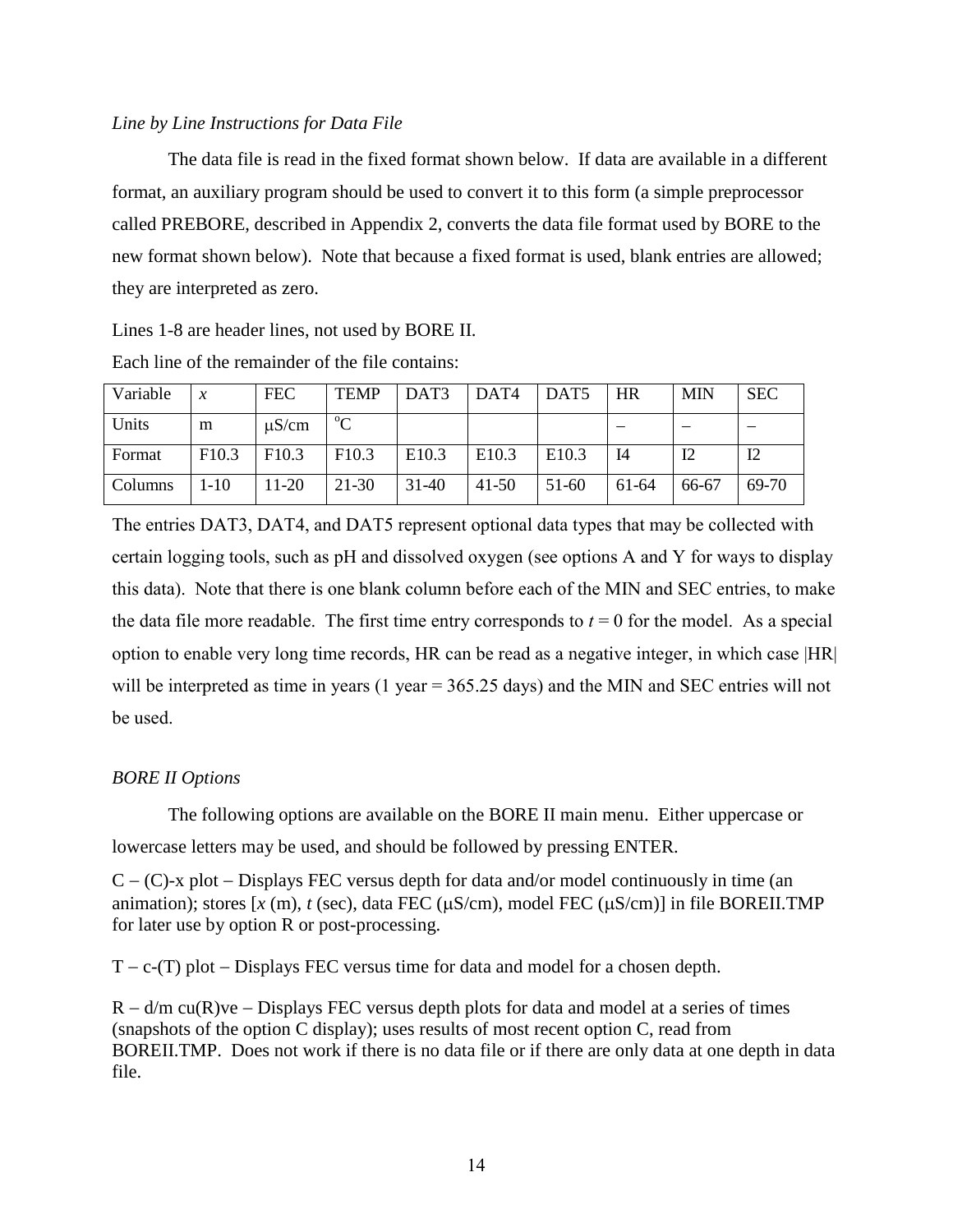*Line by Line Instructions for Data File*

The data file is read in the fixed format shown below. If data are available in a different format, an auxiliary program should be used to convert it to this form (a simple preprocessor called PREBORE, described in Appendix 2, converts the data file format used by BORE to the new format shown below). Note that because a fixed format is used, blank entries are allowed; they are interpreted as zero.

Lines 1-8 are header lines, not used by BORE II.

Each line of the remainder of the file contains:

| Variable | $x$ | FEC | TEMP | DAT3 | DAT4 | DAT5 | HR | MIN | SEC |
|---|---|---|---|---|---|---|---|---|---|
| Units | m | μS/cm | °C | | | | – | – | – |
| Format | F10.3 | F10.3 | F10.3 | E10.3 | E10.3 | E10.3 | I4 | I2 | I2 |
| Columns | 1-10 | 11-20 | 21-30 | 31-40 | 41-50 | 51-60 | 61-64 | 66-67 | 69-70 |

The entries DAT3, DAT4, and DAT5 represent optional data types that may be collected with certain logging tools, such as pH and dissolved oxygen (see options A and Y for ways to display this data). Note that there is one blank column before each of the MIN and SEC entries, to make the data file more readable. The first time entry corresponds to $t = 0$ for the model. As a special option to enable very long time records, HR can be read as a negative integer, in which case |HR| will be interpreted as time in years (1 year = 365.25 days) and the MIN and SEC entries will not be used.

*BORE II Options*

The following options are available on the BORE II main menu. Either uppercase or lowercase letters may be used, and should be followed by pressing ENTER.

C – (C)-x plot – Displays FEC versus depth for data and/or model continuously in time (an animation); stores [$x$ (m), $t$ (sec), data FEC (μS/cm), model FEC (μS/cm)] in file BOREII.TMP for later use by option R or post-processing.

T – c-(T) plot – Displays FEC versus time for data and model for a chosen depth.

R – d/m cu(R)ve – Displays FEC versus depth plots for data and model at a series of times (snapshots of the option C display); uses results of most recent option C, read from BOREII.TMP. Does not work if there is no data file or if there are only data at one depth in data file.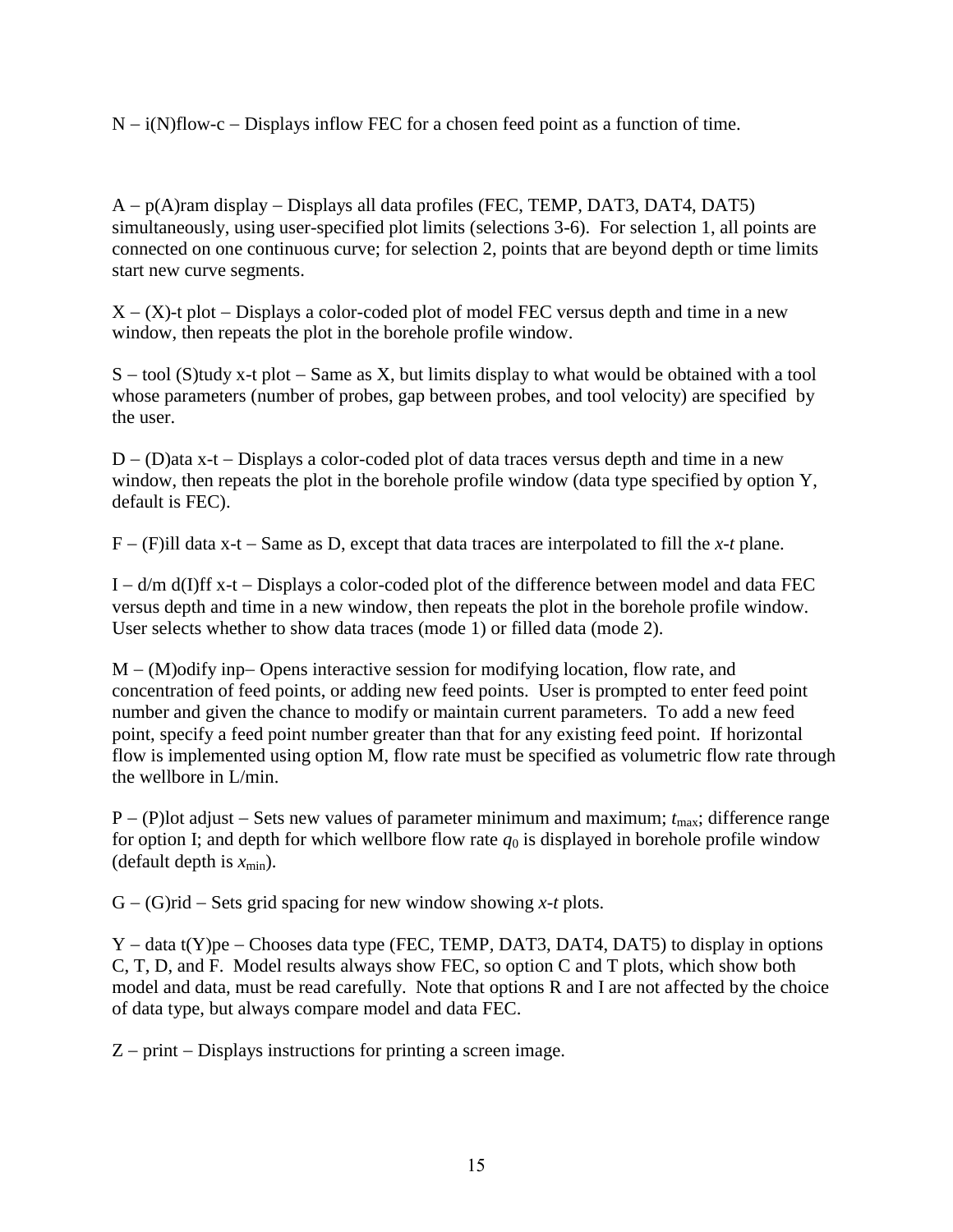N – i(N)flow-c – Displays inflow FEC for a chosen feed point as a function of time.

A – p(A)ram display – Displays all data profiles (FEC, TEMP, DAT3, DAT4, DAT5) simultaneously, using user-specified plot limits (selections 3-6). For selection 1, all points are connected on one continuous curve; for selection 2, points that are beyond depth or time limits start new curve segments.

X – (X)-t plot – Displays a color-coded plot of model FEC versus depth and time in a new window, then repeats the plot in the borehole profile window.

S – tool (S)tudy x-t plot – Same as X, but limits display to what would be obtained with a tool whose parameters (number of probes, gap between probes, and tool velocity) are specified by the user.

D – (D)ata x-t – Displays a color-coded plot of data traces versus depth and time in a new window, then repeats the plot in the borehole profile window (data type specified by option Y, default is FEC).

F – (F)ill data x-t – Same as D, except that data traces are interpolated to fill the *x-t* plane.

I – d/m d(I)ff x-t – Displays a color-coded plot of the difference between model and data FEC versus depth and time in a new window, then repeats the plot in the borehole profile window. User selects whether to show data traces (mode 1) or filled data (mode 2).

M – (M)odify inp– Opens interactive session for modifying location, flow rate, and concentration of feed points, or adding new feed points. User is prompted to enter feed point number and given the chance to modify or maintain current parameters. To add a new feed point, specify a feed point number greater than that for any existing feed point. If horizontal flow is implemented using option M, flow rate must be specified as volumetric flow rate through the wellbore in L/min.

P – (P)lot adjust – Sets new values of parameter minimum and maximum; $t_{max}$; difference range for option I; and depth for which wellbore flow rate $q_0$ is displayed in borehole profile window (default depth is $x_{min}$).

G – (G)rid – Sets grid spacing for new window showing *x-t* plots.

Y – data t(Y)pe – Chooses data type (FEC, TEMP, DAT3, DAT4, DAT5) to display in options C, T, D, and F. Model results always show FEC, so option C and T plots, which show both model and data, must be read carefully. Note that options R and I are not affected by the choice of data type, but always compare model and data FEC.

Z – print – Displays instructions for printing a screen image.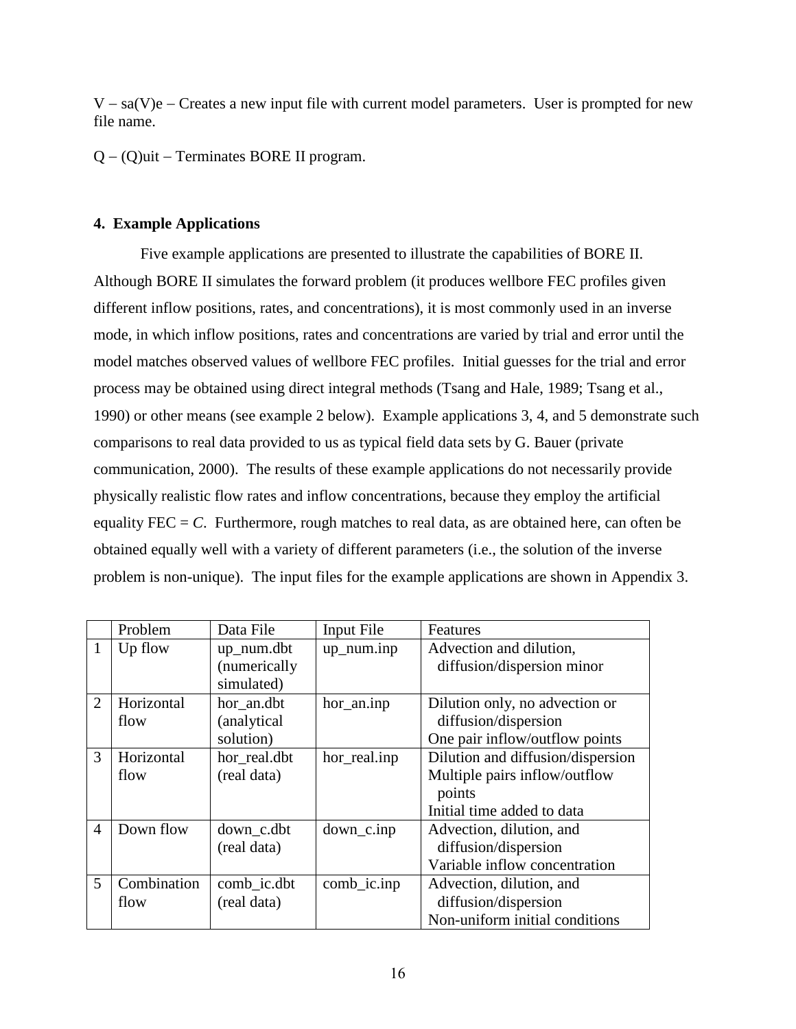V – sa(V)e – Creates a new input file with current model parameters. User is prompted for new file name.

Q – (Q)uit – Terminates BORE II program.

## 4. Example Applications

Five example applications are presented to illustrate the capabilities of BORE II. Although BORE II simulates the forward problem (it produces wellbore FEC profiles given different inflow positions, rates, and concentrations), it is most commonly used in an inverse mode, in which inflow positions, rates and concentrations are varied by trial and error until the model matches observed values of wellbore FEC profiles. Initial guesses for the trial and error process may be obtained using direct integral methods (Tsang and Hale, 1989; Tsang et al., 1990) or other means (see example 2 below). Example applications 3, 4, and 5 demonstrate such comparisons to real data provided to us as typical field data sets by G. Bauer (private communication, 2000). The results of these example applications do not necessarily provide physically realistic flow rates and inflow concentrations, because they employ the artificial equality FEC = *C*. Furthermore, rough matches to real data, as are obtained here, can often be obtained equally well with a variety of different parameters (i.e., the solution of the inverse problem is non-unique). The input files for the example applications are shown in Appendix 3.

| | Problem | Data File | Input File | Features |
|---|---|---|---|---|
| 1 | Up flow | up_num.dbt (numerically simulated) | up_num.inp | Advection and dilution, diffusion/dispersion minor |
| 2 | Horizontal flow | hor_an.dbt (analytical solution) | hor_an.inp | Dilution only, no advection or diffusion/dispersion<br>One pair inflow/outflow points |
| 3 | Horizontal flow | hor_real.dbt (real data) | hor_real.inp | Dilution and diffusion/dispersion<br>Multiple pairs inflow/outflow points<br>Initial time added to data |
| 4 | Down flow | down_c.dbt (real data) | down_c.inp | Advection, dilution, and diffusion/dispersion<br>Variable inflow concentration |
| 5 | Combination flow | comb_ic.dbt (real data) | comb_ic.inp | Advection, dilution, and diffusion/dispersion<br>Non-uniform initial conditions |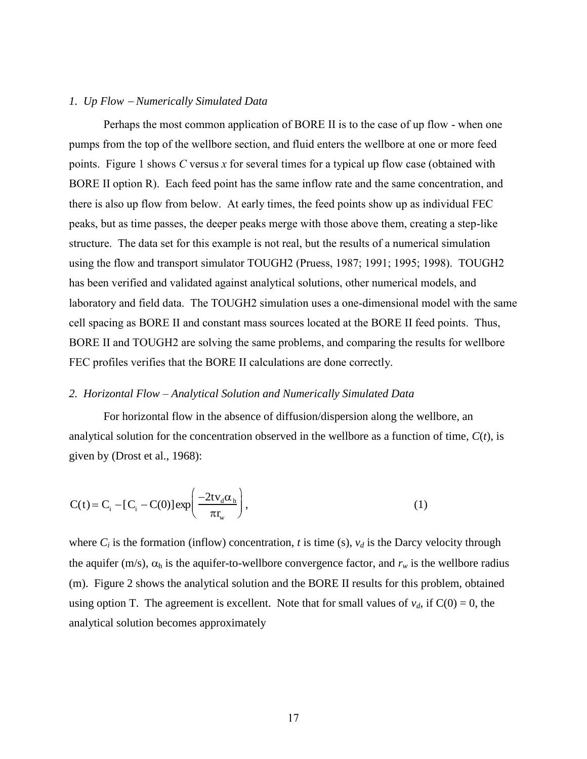*1. Up Flow – Numerically Simulated Data*

Perhaps the most common application of BORE II is to the case of up flow - when one pumps from the top of the wellbore section, and fluid enters the wellbore at one or more feed points. Figure 1 shows *C* versus *x* for several times for a typical up flow case (obtained with BORE II option R). Each feed point has the same inflow rate and the same concentration, and there is also up flow from below. At early times, the feed points show up as individual FEC peaks, but as time passes, the deeper peaks merge with those above them, creating a step-like structure. The data set for this example is not real, but the results of a numerical simulation using the flow and transport simulator TOUGH2 (Pruess, 1987; 1991; 1995; 1998). TOUGH2 has been verified and validated against analytical solutions, other numerical models, and laboratory and field data. The TOUGH2 simulation uses a one-dimensional model with the same cell spacing as BORE II and constant mass sources located at the BORE II feed points. Thus, BORE II and TOUGH2 are solving the same problems, and comparing the results for wellbore FEC profiles verifies that the BORE II calculations are done correctly.

*2. Horizontal Flow – Analytical Solution and Numerically Simulated Data*

For horizontal flow in the absence of diffusion/dispersion along the wellbore, an analytical solution for the concentration observed in the wellbore as a function of time, *C*(*t*), is given by (Drost et al., 1968):

$$C(t) = C_i - [C_i - C(0)]\exp\left(\frac{-2tv_d\alpha_h}{\pi r_w}\right), \tag{1}$$

where $C_i$ is the formation (inflow) concentration, *t* is time (s), $v_d$ is the Darcy velocity through the aquifer (m/s), $\alpha_h$ is the aquifer-to-wellbore convergence factor, and $r_w$ is the wellbore radius (m). Figure 2 shows the analytical solution and the BORE II results for this problem, obtained using option T. The agreement is excellent. Note that for small values of $v_d$, if $C(0) = 0$, the analytical solution becomes approximately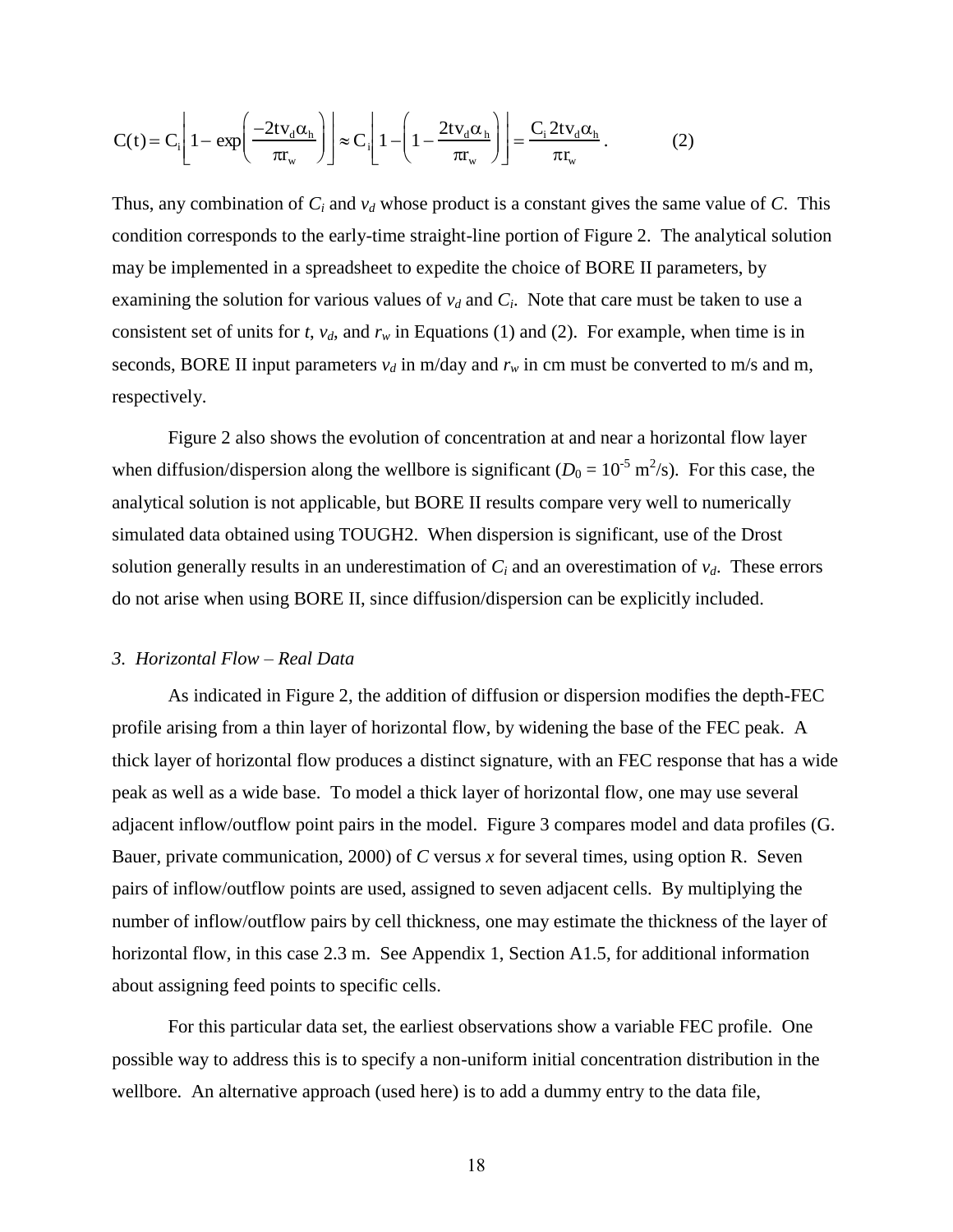$$C(t) = C_i\left[1-\exp\left(\frac{-2tv_d\alpha_h}{\pi r_w}\right)\right] \approx C_i\left[1-\left(1-\frac{2tv_d\alpha_h}{\pi r_w}\right)\right] = \frac{C_i 2tv_d\alpha_h}{\pi r_w}. \qquad (2)$$

Thus, any combination of $C_i$ and $v_d$ whose product is a constant gives the same value of $C$. This condition corresponds to the early-time straight-line portion of Figure 2. The analytical solution may be implemented in a spreadsheet to expedite the choice of BORE II parameters, by examining the solution for various values of $v_d$ and $C_i$. Note that care must be taken to use a consistent set of units for $t$, $v_d$, and $r_w$ in Equations (1) and (2). For example, when time is in seconds, BORE II input parameters $v_d$ in m/day and $r_w$ in cm must be converted to m/s and m, respectively.

Figure 2 also shows the evolution of concentration at and near a horizontal flow layer when diffusion/dispersion along the wellbore is significant ($D_0 = 10^{-5}$ m$^2$/s). For this case, the analytical solution is not applicable, but BORE II results compare very well to numerically simulated data obtained using TOUGH2. When dispersion is significant, use of the Drost solution generally results in an underestimation of $C_i$ and an overestimation of $v_d$. These errors do not arise when using BORE II, since diffusion/dispersion can be explicitly included.

*3. Horizontal Flow – Real Data*

As indicated in Figure 2, the addition of diffusion or dispersion modifies the depth-FEC profile arising from a thin layer of horizontal flow, by widening the base of the FEC peak. A thick layer of horizontal flow produces a distinct signature, with an FEC response that has a wide peak as well as a wide base. To model a thick layer of horizontal flow, one may use several adjacent inflow/outflow point pairs in the model. Figure 3 compares model and data profiles (G. Bauer, private communication, 2000) of $C$ versus $x$ for several times, using option R. Seven pairs of inflow/outflow points are used, assigned to seven adjacent cells. By multiplying the number of inflow/outflow pairs by cell thickness, one may estimate the thickness of the layer of horizontal flow, in this case 2.3 m. See Appendix 1, Section A1.5, for additional information about assigning feed points to specific cells.

For this particular data set, the earliest observations show a variable FEC profile. One possible way to address this is to specify a non-uniform initial concentration distribution in the wellbore. An alternative approach (used here) is to add a dummy entry to the data file,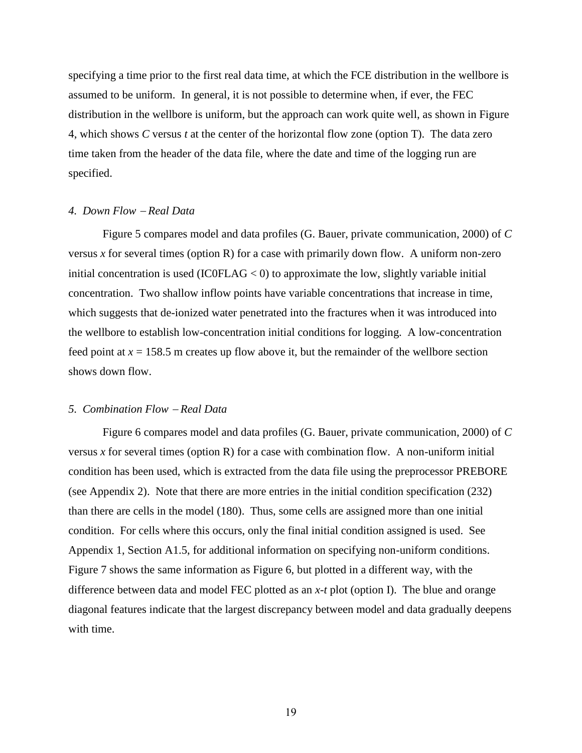specifying a time prior to the first real data time, at which the FCE distribution in the wellbore is assumed to be uniform. In general, it is not possible to determine when, if ever, the FEC distribution in the wellbore is uniform, but the approach can work quite well, as shown in Figure 4, which shows *C* versus *t* at the center of the horizontal flow zone (option T). The data zero time taken from the header of the data file, where the date and time of the logging run are specified.

### *4. Down Flow – Real Data*

Figure 5 compares model and data profiles (G. Bauer, private communication, 2000) of *C* versus *x* for several times (option R) for a case with primarily down flow. A uniform non-zero initial concentration is used (IC0FLAG < 0) to approximate the low, slightly variable initial concentration. Two shallow inflow points have variable concentrations that increase in time, which suggests that de-ionized water penetrated into the fractures when it was introduced into the wellbore to establish low-concentration initial conditions for logging. A low-concentration feed point at $x = 158.5$ m creates up flow above it, but the remainder of the wellbore section shows down flow.

### *5. Combination Flow – Real Data*

Figure 6 compares model and data profiles (G. Bauer, private communication, 2000) of *C* versus *x* for several times (option R) for a case with combination flow. A non-uniform initial condition has been used, which is extracted from the data file using the preprocessor PREBORE (see Appendix 2). Note that there are more entries in the initial condition specification (232) than there are cells in the model (180). Thus, some cells are assigned more than one initial condition. For cells where this occurs, only the final initial condition assigned is used. See Appendix 1, Section A1.5, for additional information on specifying non-uniform conditions. Figure 7 shows the same information as Figure 6, but plotted in a different way, with the difference between data and model FEC plotted as an *x-t* plot (option I). The blue and orange diagonal features indicate that the largest discrepancy between model and data gradually deepens with time.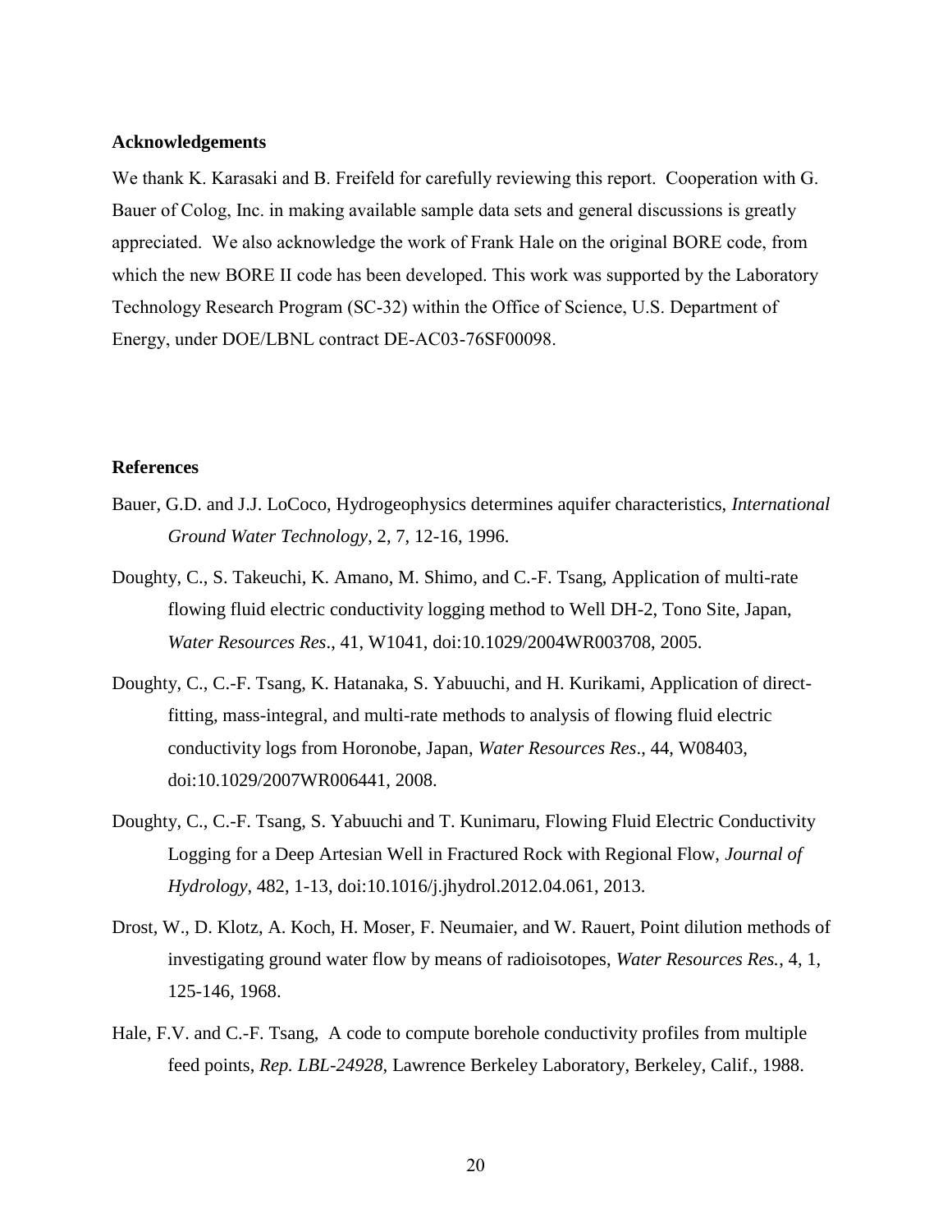**Acknowledgements**

We thank K. Karasaki and B. Freifeld for carefully reviewing this report. Cooperation with G. Bauer of Colog, Inc. in making available sample data sets and general discussions is greatly appreciated. We also acknowledge the work of Frank Hale on the original BORE code, from which the new BORE II code has been developed. This work was supported by the Laboratory Technology Research Program (SC-32) within the Office of Science, U.S. Department of Energy, under DOE/LBNL contract DE-AC03-76SF00098.

**References**

Bauer, G.D. and J.J. LoCoco, Hydrogeophysics determines aquifer characteristics, *International Ground Water Technology*, 2, 7, 12-16, 1996.

Doughty, C., S. Takeuchi, K. Amano, M. Shimo, and C.-F. Tsang, Application of multi-rate flowing fluid electric conductivity logging method to Well DH-2, Tono Site, Japan, *Water Resources Res*., 41, W1041, doi:10.1029/2004WR003708, 2005.

Doughty, C., C.-F. Tsang, K. Hatanaka, S. Yabuuchi, and H. Kurikami, Application of direct-fitting, mass-integral, and multi-rate methods to analysis of flowing fluid electric conductivity logs from Horonobe, Japan, *Water Resources Res*., 44, W08403, doi:10.1029/2007WR006441, 2008.

Doughty, C., C.-F. Tsang, S. Yabuuchi and T. Kunimaru, Flowing Fluid Electric Conductivity Logging for a Deep Artesian Well in Fractured Rock with Regional Flow, *Journal of Hydrology*, 482, 1-13, doi:10.1016/j.jhydrol.2012.04.061, 2013.

Drost, W., D. Klotz, A. Koch, H. Moser, F. Neumaier, and W. Rauert, Point dilution methods of investigating ground water flow by means of radioisotopes, *Water Resources Res.*, 4, 1, 125-146, 1968.

Hale, F.V. and C.-F. Tsang, A code to compute borehole conductivity profiles from multiple feed points, *Rep. LBL-24928*, Lawrence Berkeley Laboratory, Berkeley, Calif., 1988.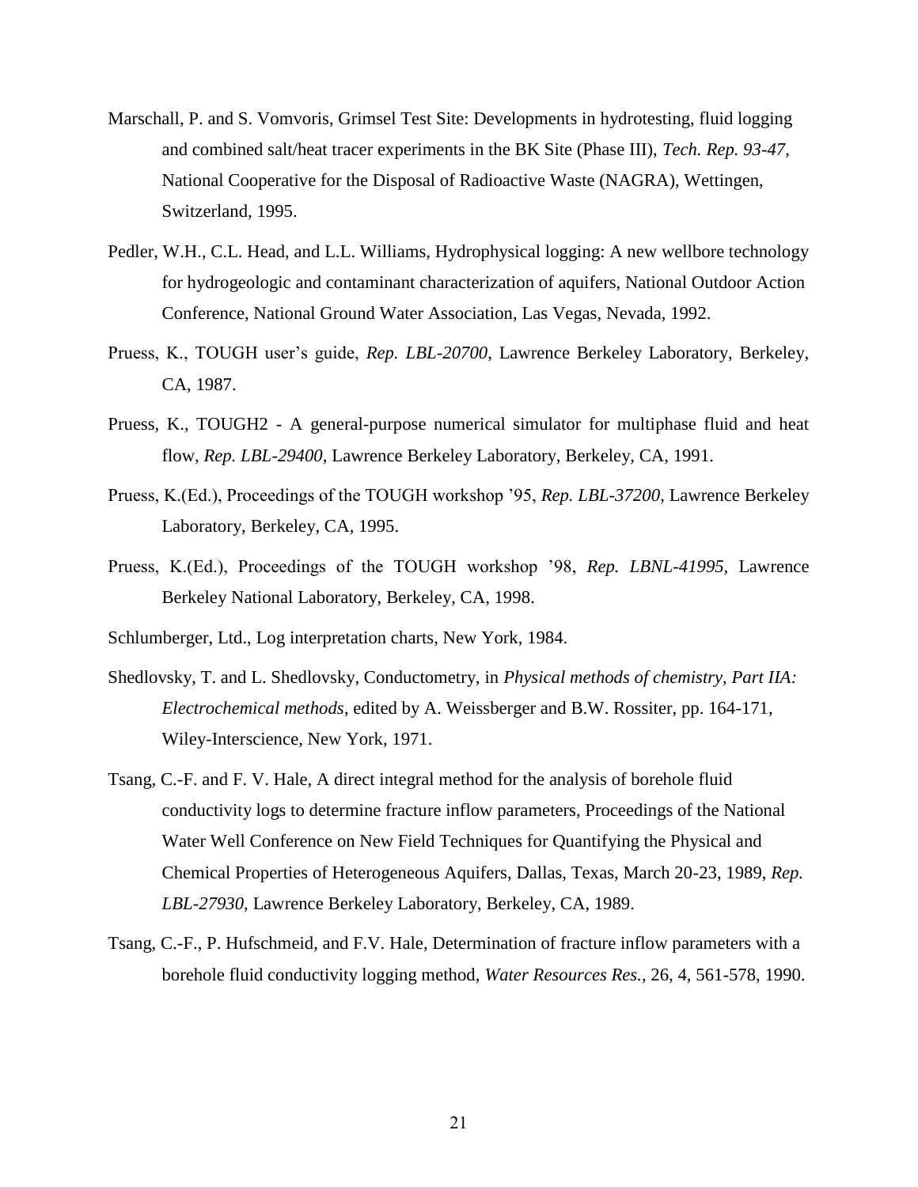Marschall, P. and S. Vomvoris, Grimsel Test Site: Developments in hydrotesting, fluid logging and combined salt/heat tracer experiments in the BK Site (Phase III), *Tech. Rep. 93-47*, National Cooperative for the Disposal of Radioactive Waste (NAGRA), Wettingen, Switzerland, 1995.

Pedler, W.H., C.L. Head, and L.L. Williams, Hydrophysical logging: A new wellbore technology for hydrogeologic and contaminant characterization of aquifers, National Outdoor Action Conference, National Ground Water Association, Las Vegas, Nevada, 1992.

Pruess, K., TOUGH user's guide, *Rep. LBL-20700*, Lawrence Berkeley Laboratory, Berkeley, CA, 1987.

Pruess, K., TOUGH2 - A general-purpose numerical simulator for multiphase fluid and heat flow, *Rep. LBL-29400*, Lawrence Berkeley Laboratory, Berkeley, CA, 1991.

Pruess, K.(Ed.), Proceedings of the TOUGH workshop '95, *Rep. LBL-37200*, Lawrence Berkeley Laboratory, Berkeley, CA, 1995.

Pruess, K.(Ed.), Proceedings of the TOUGH workshop '98, *Rep. LBNL-41995*, Lawrence Berkeley National Laboratory, Berkeley, CA, 1998.

Schlumberger, Ltd., Log interpretation charts, New York, 1984.

Shedlovsky, T. and L. Shedlovsky, Conductometry, in *Physical methods of chemistry, Part IIA: Electrochemical methods*, edited by A. Weissberger and B.W. Rossiter, pp. 164-171, Wiley-Interscience, New York, 1971.

Tsang, C.-F. and F. V. Hale, A direct integral method for the analysis of borehole fluid conductivity logs to determine fracture inflow parameters, Proceedings of the National Water Well Conference on New Field Techniques for Quantifying the Physical and Chemical Properties of Heterogeneous Aquifers, Dallas, Texas, March 20-23, 1989, *Rep. LBL-27930*, Lawrence Berkeley Laboratory, Berkeley, CA, 1989.

Tsang, C.-F., P. Hufschmeid, and F.V. Hale, Determination of fracture inflow parameters with a borehole fluid conductivity logging method, *Water Resources Res.*, 26, 4, 561-578, 1990.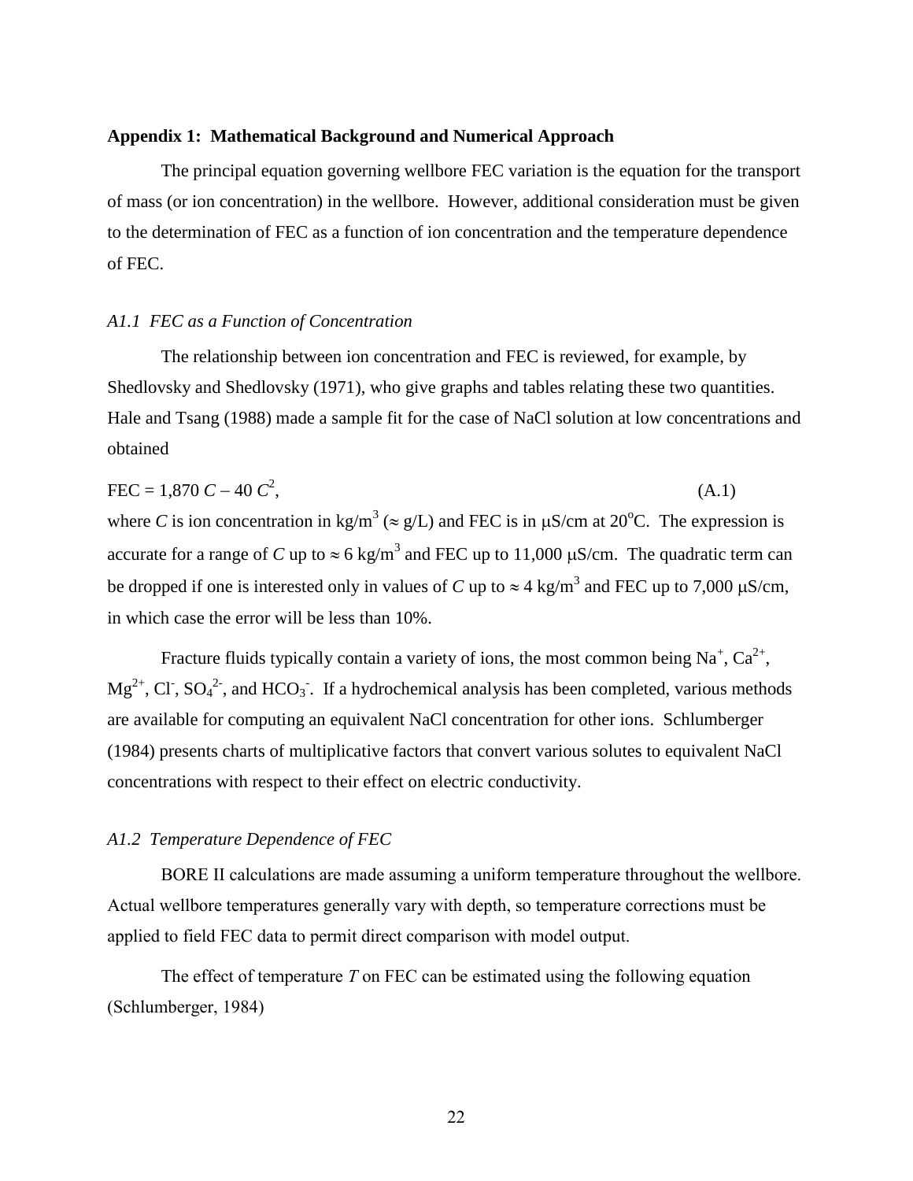## Appendix 1: Mathematical Background and Numerical Approach

The principal equation governing wellbore FEC variation is the equation for the transport of mass (or ion concentration) in the wellbore. However, additional consideration must be given to the determination of FEC as a function of ion concentration and the temperature dependence of FEC.

### *A1.1 FEC as a Function of Concentration*

The relationship between ion concentration and FEC is reviewed, for example, by Shedlovsky and Shedlovsky (1971), who give graphs and tables relating these two quantities. Hale and Tsang (1988) made a sample fit for the case of NaCl solution at low concentrations and obtained

$$\text{FEC} = 1{,}870\, C - 40\, C^2, \tag{A.1}$$

where $C$ is ion concentration in $kg/m^3$ ($\approx$ g/L) and FEC is in $\mu$S/cm at 20$^o$C. The expression is accurate for a range of $C$ up to $\approx 6$ $kg/m^3$ and FEC up to 11,000 $\mu$S/cm. The quadratic term can be dropped if one is interested only in values of $C$ up to $\approx 4$ $kg/m^3$ and FEC up to 7,000 $\mu$S/cm, in which case the error will be less than 10%.

Fracture fluids typically contain a variety of ions, the most common being $Na^+$, $Ca^{2+}$, $Mg^{2+}$, $Cl^-$, $SO_4^{2-}$, and $HCO_3^-$. If a hydrochemical analysis has been completed, various methods are available for computing an equivalent NaCl concentration for other ions. Schlumberger (1984) presents charts of multiplicative factors that convert various solutes to equivalent NaCl concentrations with respect to their effect on electric conductivity.

### *A1.2 Temperature Dependence of FEC*

BORE II calculations are made assuming a uniform temperature throughout the wellbore. Actual wellbore temperatures generally vary with depth, so temperature corrections must be applied to field FEC data to permit direct comparison with model output.

The effect of temperature $T$ on FEC can be estimated using the following equation (Schlumberger, 1984)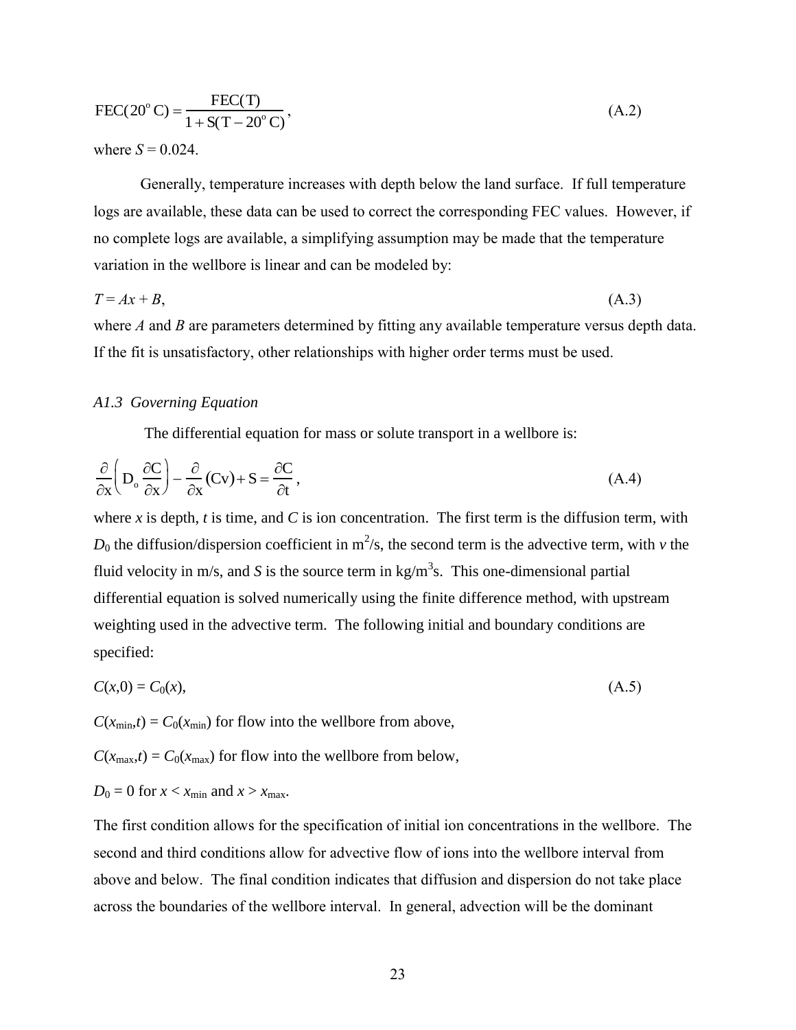$$\mathrm{FEC}(20^{\circ}\mathrm{C}) = \frac{\mathrm{FEC}(\mathrm{T})}{1 + \mathrm{S}(\mathrm{T} - 20^{\circ}\mathrm{C})}, \tag{A.2}$$

where $S = 0.024$.

Generally, temperature increases with depth below the land surface. If full temperature logs are available, these data can be used to correct the corresponding FEC values. However, if no complete logs are available, a simplifying assumption may be made that the temperature variation in the wellbore is linear and can be modeled by:

$$T = Ax + B, \tag{A.3}$$

where $A$ and $B$ are parameters determined by fitting any available temperature versus depth data. If the fit is unsatisfactory, other relationships with higher order terms must be used.

### *A1.3 Governing Equation*

The differential equation for mass or solute transport in a wellbore is:

$$\frac{\partial}{\partial \mathrm{x}}\left(\mathrm{D}_{\mathrm{o}}\frac{\partial \mathrm{C}}{\partial \mathrm{x}}\right) - \frac{\partial}{\partial \mathrm{x}}(\mathrm{Cv}) + \mathrm{S} = \frac{\partial \mathrm{C}}{\partial \mathrm{t}}, \tag{A.4}$$

where $x$ is depth, $t$ is time, and $C$ is ion concentration. The first term is the diffusion term, with $D_0$ the diffusion/dispersion coefficient in $m^2/s$, the second term is the advective term, with $v$ the fluid velocity in m/s, and $S$ is the source term in $kg/m^3s$. This one-dimensional partial differential equation is solved numerically using the finite difference method, with upstream weighting used in the advective term. The following initial and boundary conditions are specified:

$$C(x,0) = C_0(x), \tag{A.5}$$

$C(x_{min},t) = C_0(x_{min})$ for flow into the wellbore from above,

$C(x_{max},t) = C_0(x_{max})$ for flow into the wellbore from below,

$D_0 = 0$ for $x < x_{min}$ and $x > x_{max}$.

The first condition allows for the specification of initial ion concentrations in the wellbore. The second and third conditions allow for advective flow of ions into the wellbore interval from above and below. The final condition indicates that diffusion and dispersion do not take place across the boundaries of the wellbore interval. In general, advection will be the dominant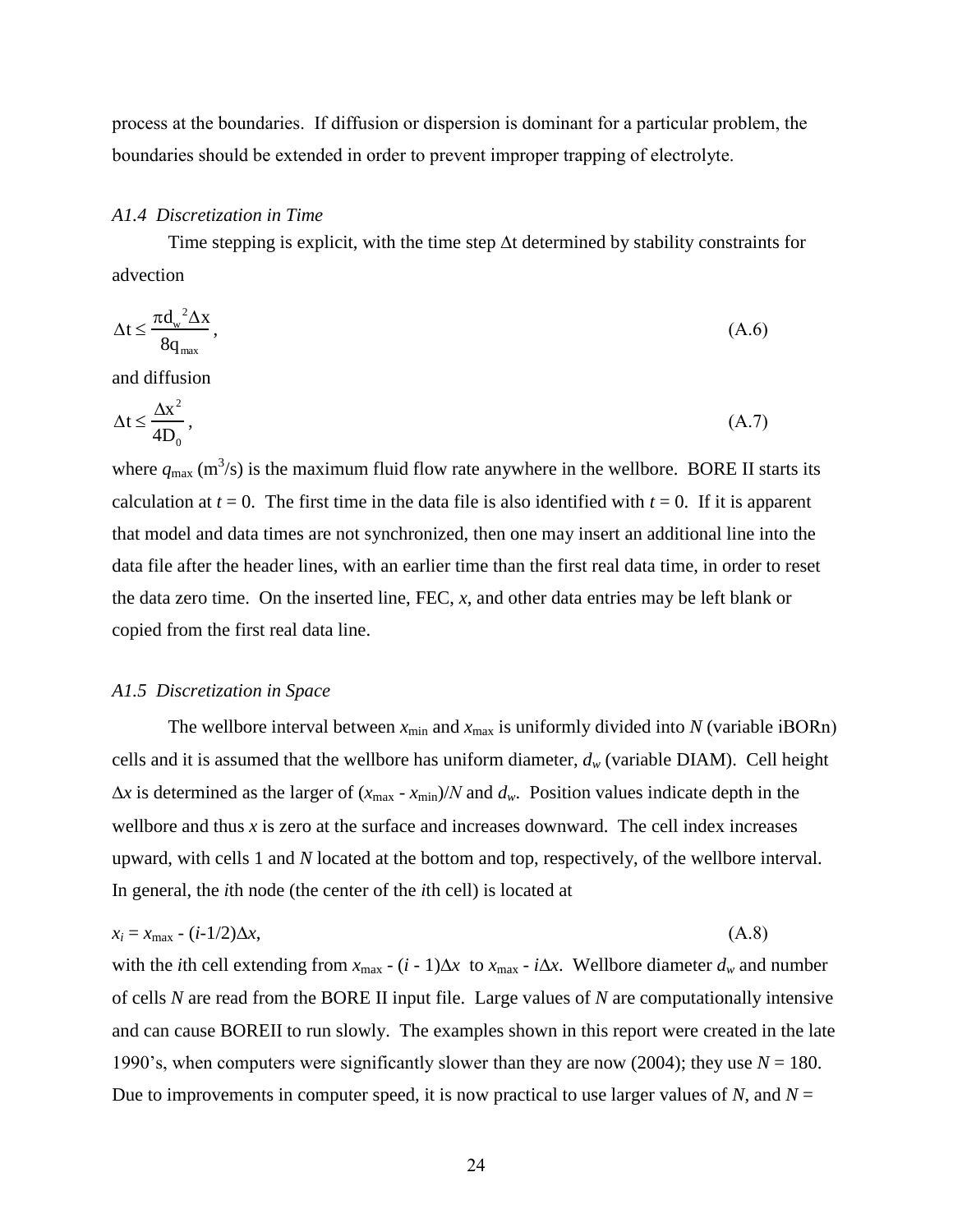process at the boundaries. If diffusion or dispersion is dominant for a particular problem, the boundaries should be extended in order to prevent improper trapping of electrolyte.

### *A1.4 Discretization in Time*

Time stepping is explicit, with the time step $\Delta t$ determined by stability constraints for advection

$$\Delta t \leq \frac{\pi d_w^{\ 2} \Delta x}{8 q_{max}}, \tag{A.6}$$

and diffusion

$$\Delta t \leq \frac{\Delta x^2}{4 D_0}, \tag{A.7}$$

where $q_{max}$ ($m^3/s$) is the maximum fluid flow rate anywhere in the wellbore. BORE II starts its calculation at $t = 0$. The first time in the data file is also identified with $t = 0$. If it is apparent that model and data times are not synchronized, then one may insert an additional line into the data file after the header lines, with an earlier time than the first real data time, in order to reset the data zero time. On the inserted line, FEC, $x$, and other data entries may be left blank or copied from the first real data line.

### *A1.5 Discretization in Space*

The wellbore interval between $x_{min}$ and $x_{max}$ is uniformly divided into $N$ (variable iBORn) cells and it is assumed that the wellbore has uniform diameter, $d_w$ (variable DIAM). Cell height $\Delta x$ is determined as the larger of $(x_{max} - x_{min})/N$ and $d_w$. Position values indicate depth in the wellbore and thus $x$ is zero at the surface and increases downward. The cell index increases upward, with cells 1 and $N$ located at the bottom and top, respectively, of the wellbore interval. In general, the $i$th node (the center of the $i$th cell) is located at

$$x_i = x_{max} - (i\text{-}1/2)\Delta x, \tag{A.8}$$

with the $i$th cell extending from $x_{max} - (i - 1)\Delta x$ to $x_{max} - i\Delta x$. Wellbore diameter $d_w$ and number of cells $N$ are read from the BORE II input file. Large values of $N$ are computationally intensive and can cause BOREII to run slowly. The examples shown in this report were created in the late 1990's, when computers were significantly slower than they are now (2004); they use $N = 180$. Due to improvements in computer speed, it is now practical to use larger values of $N$, and $N =$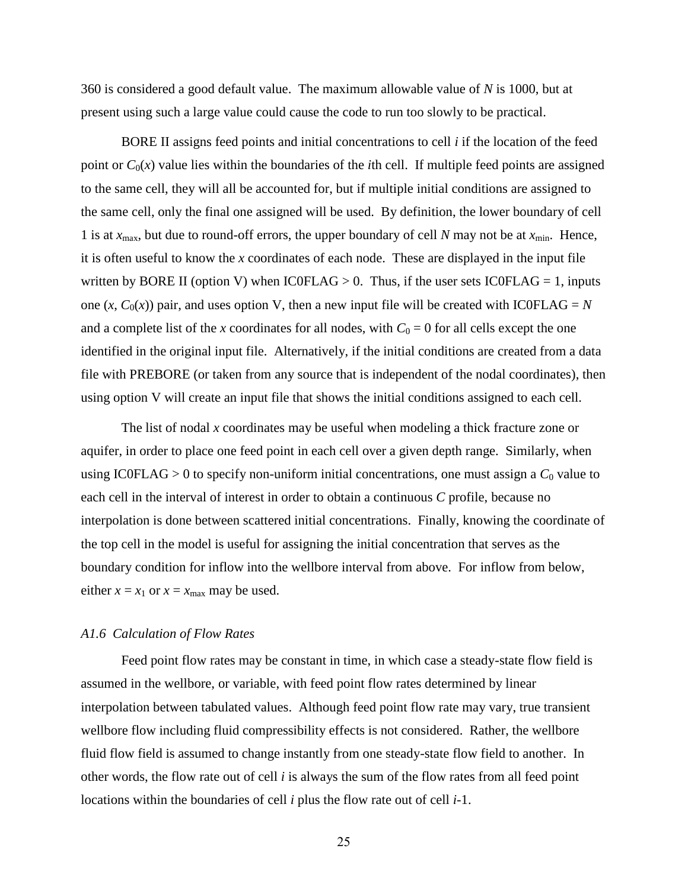360 is considered a good default value. The maximum allowable value of $N$ is 1000, but at present using such a large value could cause the code to run too slowly to be practical.

BORE II assigns feed points and initial concentrations to cell $i$ if the location of the feed point or $C_0(x)$ value lies within the boundaries of the $i$th cell. If multiple feed points are assigned to the same cell, they will all be accounted for, but if multiple initial conditions are assigned to the same cell, only the final one assigned will be used. By definition, the lower boundary of cell 1 is at $x_{max}$, but due to round-off errors, the upper boundary of cell $N$ may not be at $x_{min}$. Hence, it is often useful to know the $x$ coordinates of each node. These are displayed in the input file written by BORE II (option V) when IC0FLAG > 0. Thus, if the user sets IC0FLAG = 1, inputs one $(x, C_0(x))$ pair, and uses option V, then a new input file will be created with IC0FLAG = $N$ and a complete list of the $x$ coordinates for all nodes, with $C_0 = 0$ for all cells except the one identified in the original input file. Alternatively, if the initial conditions are created from a data file with PREBORE (or taken from any source that is independent of the nodal coordinates), then using option V will create an input file that shows the initial conditions assigned to each cell.

The list of nodal $x$ coordinates may be useful when modeling a thick fracture zone or aquifer, in order to place one feed point in each cell over a given depth range. Similarly, when using IC0FLAG > 0 to specify non-uniform initial concentrations, one must assign a $C_0$ value to each cell in the interval of interest in order to obtain a continuous $C$ profile, because no interpolation is done between scattered initial concentrations. Finally, knowing the coordinate of the top cell in the model is useful for assigning the initial concentration that serves as the boundary condition for inflow into the wellbore interval from above. For inflow from below, either $x = x_1$ or $x = x_{max}$ may be used.

### *A1.6 Calculation of Flow Rates*

Feed point flow rates may be constant in time, in which case a steady-state flow field is assumed in the wellbore, or variable, with feed point flow rates determined by linear interpolation between tabulated values. Although feed point flow rate may vary, true transient wellbore flow including fluid compressibility effects is not considered. Rather, the wellbore fluid flow field is assumed to change instantly from one steady-state flow field to another. In other words, the flow rate out of cell $i$ is always the sum of the flow rates from all feed point locations within the boundaries of cell $i$ plus the flow rate out of cell $i$-1.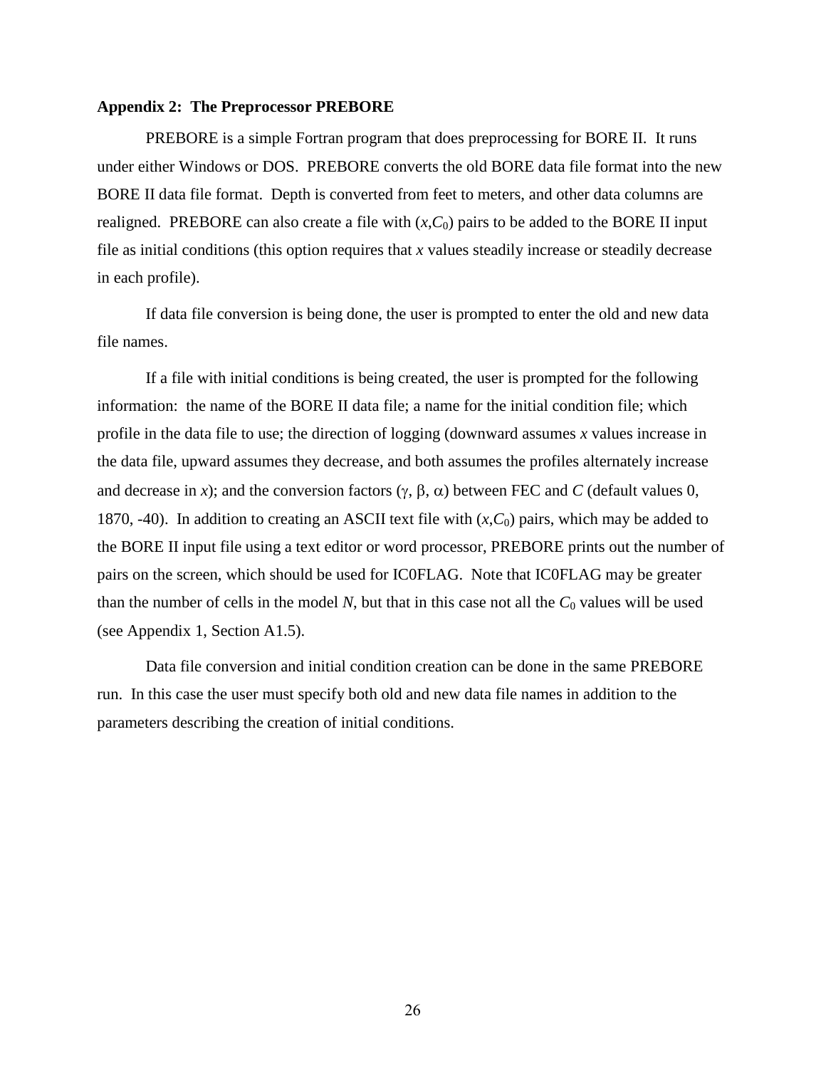**Appendix 2: The Preprocessor PREBORE**

PREBORE is a simple Fortran program that does preprocessing for BORE II. It runs under either Windows or DOS. PREBORE converts the old BORE data file format into the new BORE II data file format. Depth is converted from feet to meters, and other data columns are realigned. PREBORE can also create a file with $(x,C_0)$ pairs to be added to the BORE II input file as initial conditions (this option requires that $x$ values steadily increase or steadily decrease in each profile).

If data file conversion is being done, the user is prompted to enter the old and new data file names.

If a file with initial conditions is being created, the user is prompted for the following information: the name of the BORE II data file; a name for the initial condition file; which profile in the data file to use; the direction of logging (downward assumes $x$ values increase in the data file, upward assumes they decrease, and both assumes the profiles alternately increase and decrease in $x$); and the conversion factors ($\gamma$, $\beta$, $\alpha$) between FEC and $C$ (default values 0, 1870, -40). In addition to creating an ASCII text file with $(x,C_0)$ pairs, which may be added to the BORE II input file using a text editor or word processor, PREBORE prints out the number of pairs on the screen, which should be used for IC0FLAG. Note that IC0FLAG may be greater than the number of cells in the model $N$, but that in this case not all the $C_0$ values will be used (see Appendix 1, Section A1.5).

Data file conversion and initial condition creation can be done in the same PREBORE run. In this case the user must specify both old and new data file names in addition to the parameters describing the creation of initial conditions.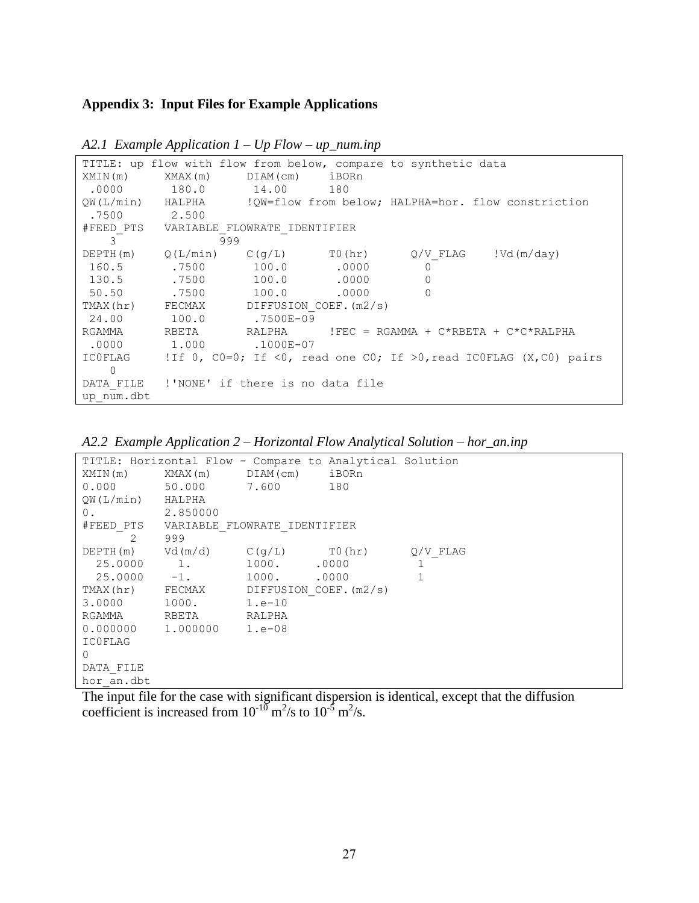**Appendix 3: Input Files for Example Applications**

*A2.1 Example Application 1 – Up Flow – up_num.inp*

```
TITLE: up flow with flow from below, compare to synthetic data
XMIN(m)      XMAX(m)      DIAM(cm)     iBORn
 .0000        180.0        14.00       180
QW(L/min)    HALPHA       !QW=flow from below; HALPHA=hor. flow constriction
 .7500        2.500
#FEED_PTS    VARIABLE_FLOWRATE_IDENTIFIER
    3              999
DEPTH(m)     Q(L/min)     C(g/L)       T0(hr)       Q/V_FLAG     !Vd(m/day)
 160.5        .7500        100.0        .0000         0
 130.5        .7500        100.0        .0000         0
 50.50        .7500        100.0        .0000         0
TMAX(hr)     FECMAX       DIFFUSION_COEF.(m2/s)
 24.00        100.0        .7500E-09
RGAMMA       RBETA        RALPHA       !FEC = RGAMMA + C*RBETA + C*C*RALPHA
 .0000        1.000        .1000E-07
IC0FLAG      !If 0, C0=0; If <0, read one C0; If >0,read IC0FLAG (X,C0) pairs
    0
DATA_FILE    !'NONE' if there is no data file
up_num.dbt
```

*A2.2 Example Application 2 – Horizontal Flow Analytical Solution – hor_an.inp*

```
TITLE: Horizontal Flow - Compare to Analytical Solution
XMIN(m)      XMAX(m)      DIAM(cm)     iBORn
0.000        50.000       7.600        180
QW(L/min)    HALPHA
0.           2.850000
#FEED_PTS    VARIABLE_FLOWRATE_IDENTIFIER
      2      999
DEPTH(m)     Vd(m/d)      C(g/L)       T0(hr)       Q/V_FLAG
  25.0000      1.         1000.      .0000           1
  25.0000     -1.         1000.      .0000           1
TMAX(hr)     FECMAX       DIFFUSION_COEF.(m2/s)
3.0000       1000.        1.e-10
RGAMMA       RBETA        RALPHA
0.000000     1.000000     1.e-08
IC0FLAG
0
DATA_FILE
hor_an.dbt
```

The input file for the case with significant dispersion is identical, except that the diffusion coefficient is increased from $10^{-10}$ $m^2/s$ to $10^{-5}$ $m^2/s$.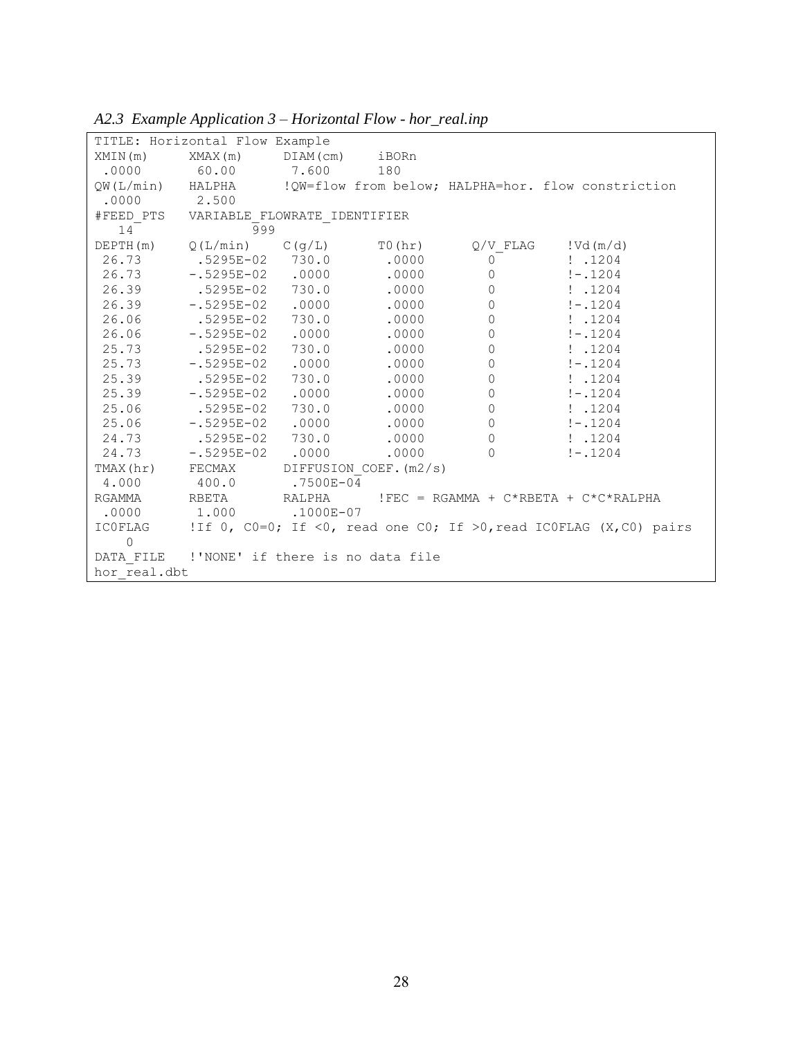*A2.3 Example Application 3 – Horizontal Flow - hor_real.inp*

```
TITLE: Horizontal Flow Example
XMIN(m)      XMAX(m)      DIAM(cm)     iBORn
 .0000        60.00        7.600       180
QW(L/min)    HALPHA       !QW=flow from below; HALPHA=hor. flow constriction
 .0000        2.500
#FEED_PTS    VARIABLE_FLOWRATE_IDENTIFIER
   14              999
DEPTH(m)     Q(L/min)     C(g/L)       T0(hr)       Q/V_FLAG     !Vd(m/d)
 26.73        .5295E-02   730.0         .0000         0            ! .1204
 26.73       -.5295E-02   .0000         .0000         0            !-.1204
 26.39        .5295E-02   730.0         .0000         0            ! .1204
 26.39       -.5295E-02   .0000         .0000         0            !-.1204
 26.06        .5295E-02   730.0         .0000         0            ! .1204
 26.06       -.5295E-02   .0000         .0000         0            !-.1204
 25.73        .5295E-02   730.0         .0000         0            ! .1204
 25.73       -.5295E-02   .0000         .0000         0            !-.1204
 25.39        .5295E-02   730.0         .0000         0            ! .1204
 25.39       -.5295E-02   .0000         .0000         0            !-.1204
 25.06        .5295E-02   730.0         .0000         0            ! .1204
 25.06       -.5295E-02   .0000         .0000         0            !-.1204
 24.73        .5295E-02   730.0         .0000         0            ! .1204
 24.73       -.5295E-02   .0000         .0000         0            !-.1204
TMAX(hr)     FECMAX       DIFFUSION_COEF.(m2/s)
 4.000        400.0        .7500E-04
RGAMMA       RBETA        RALPHA       !FEC = RGAMMA + C*RBETA + C*C*RALPHA
 .0000        1.000        .1000E-07
IC0FLAG      !If 0, C0=0; If <0, read one C0; If >0,read IC0FLAG (X,C0) pairs
   0
DATA_FILE    !'NONE' if there is no data file
hor_real.dbt
```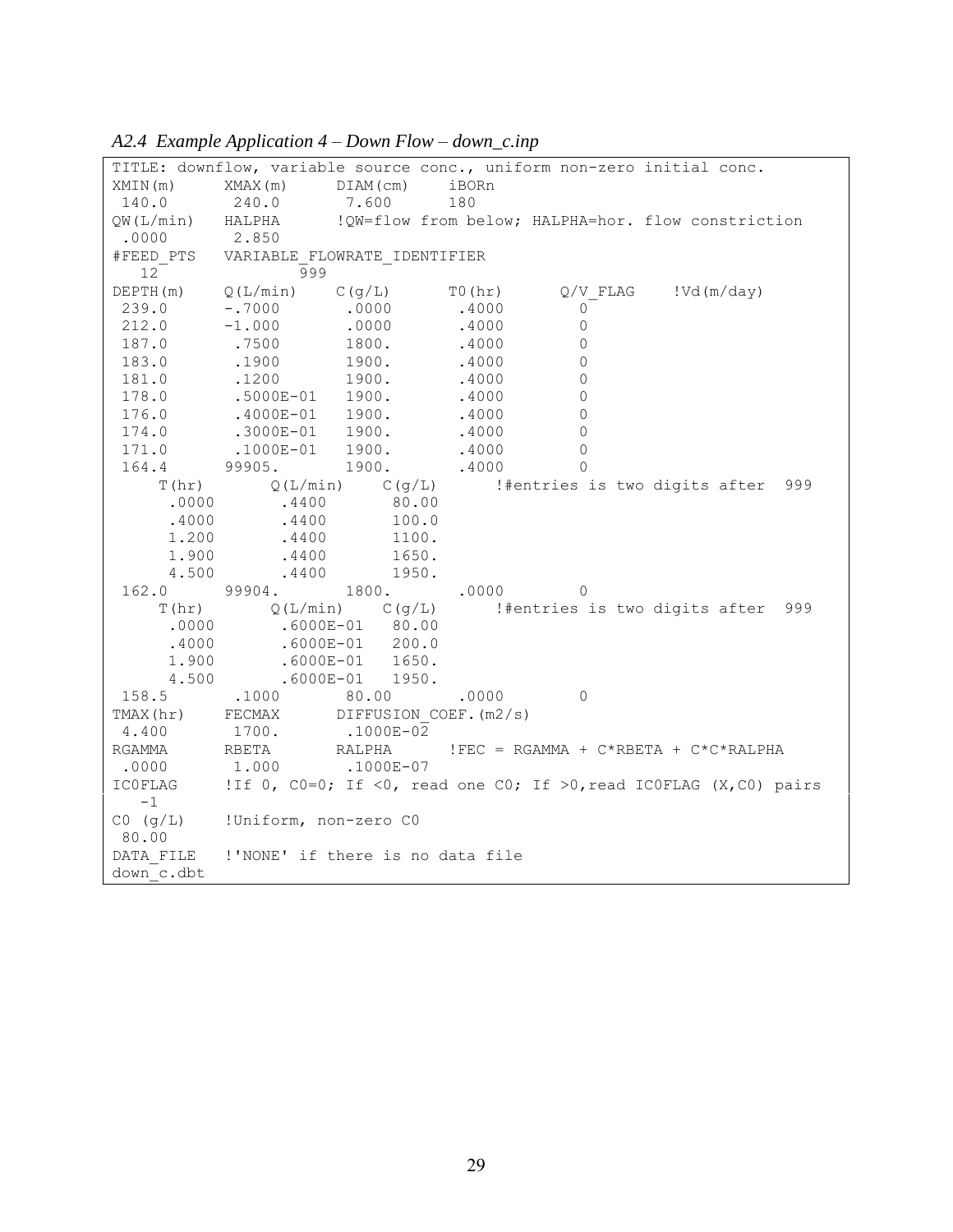*A2.4 Example Application 4 – Down Flow – down_c.inp*

```
TITLE: downflow, variable source conc., uniform non-zero initial conc.
XMIN(m)     XMAX(m)     DIAM(cm)    iBORn
 140.0       240.0       7.600      180
QW(L/min)   HALPHA      !QW=flow from below; HALPHA=hor. flow constriction
 .0000       2.850
#FEED_PTS   VARIABLE_FLOWRATE_IDENTIFIER
   12              999
DEPTH(m)    Q(L/min)    C(g/L)      T0(hr)      Q/V_FLAG    !Vd(m/day)
 239.0      -.7000       .0000       .4000        0
 212.0      -1.000       .0000       .4000        0
 187.0       .7500       1800.       .4000        0
 183.0       .1900       1900.       .4000        0
 181.0       .1200       1900.       .4000        0
 178.0       .5000E-01   1900.       .4000        0
 176.0       .4000E-01   1900.       .4000        0
 174.0       .3000E-01   1900.       .4000        0
 171.0       .1000E-01   1900.       .4000        0
 164.4      99905.       1900.       .4000        0
     T(hr)       Q(L/min)    C(g/L)      !#entries is two digits after  999
      .0000       .4400       80.00
      .4000       .4400       100.0
      1.200       .4400       1100.
      1.900       .4400       1650.
      4.500       .4400       1950.
 162.0      99904.       1800.       .0000        0
     T(hr)       Q(L/min)    C(g/L)      !#entries is two digits after  999
      .0000       .6000E-01   80.00
      .4000       .6000E-01   200.0
      1.900       .6000E-01   1650.
      4.500       .6000E-01   1950.
 158.5       .1000       80.00       .0000        0
TMAX(hr)    FECMAX      DIFFUSION_COEF.(m2/s)
 4.400       1700.       .1000E-02
RGAMMA      RBETA       RALPHA      !FEC = RGAMMA + C*RBETA + C*C*RALPHA
 .0000       1.000       .1000E-07
IC0FLAG     !If 0, C0=0; If <0, read one C0; If >0,read IC0FLAG (X,C0) pairs
   -1
C0 (g/L)    !Uniform, non-zero C0
 80.00
DATA_FILE   !'NONE' if there is no data file
down_c.dbt
```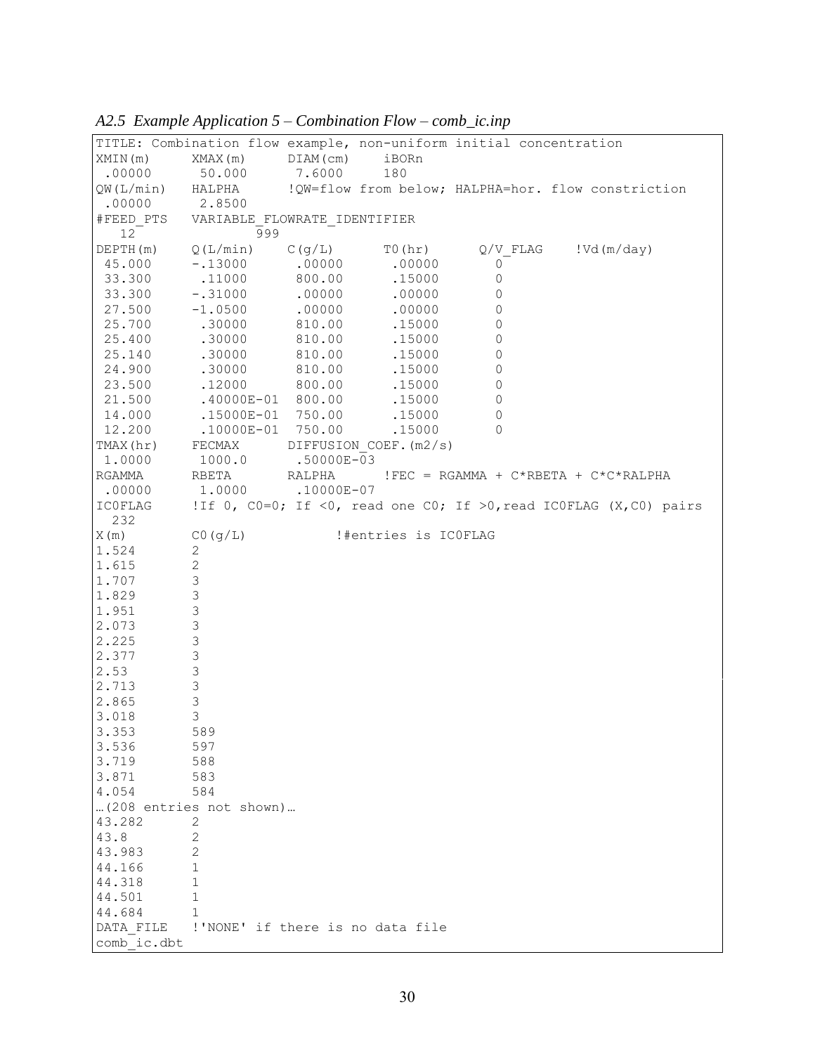*A2.5 Example Application 5 – Combination Flow – comb_ic.inp*

```
TITLE: Combination flow example, non-uniform initial concentration
XMIN(m)      XMAX(m)      DIAM(cm)     iBORn
 .00000       50.000       7.6000      180
QW(L/min)    HALPHA       !QW=flow from below; HALPHA=hor. flow constriction
 .00000       2.8500
#FEED_PTS    VARIABLE_FLOWRATE_IDENTIFIER
   12              999
DEPTH(m)     Q(L/min)     C(g/L)       T0(hr)       Q/V_FLAG     !Vd(m/day)
 45.000      -.13000       .00000       .00000        0
 33.300       .11000      800.00        .15000        0
 33.300      -.31000       .00000       .00000        0
 27.500      -1.0500       .00000       .00000        0
 25.700       .30000      810.00        .15000        0
 25.400       .30000      810.00        .15000        0
 25.140       .30000      810.00        .15000        0
 24.900       .30000      810.00        .15000        0
 23.500       .12000      800.00        .15000        0
 21.500       .40000E-01  800.00        .15000        0
 14.000       .15000E-01  750.00        .15000        0
 12.200       .10000E-01  750.00        .15000        0
TMAX(hr)     FECMAX       DIFFUSION_COEF.(m2/s)
 1.0000       1000.0       .50000E-03
RGAMMA       RBETA        RALPHA       !FEC = RGAMMA + C*RBETA + C*C*RALPHA
 .00000       1.0000       .10000E-07
IC0FLAG      !If 0, C0=0; If <0, read one C0; If >0,read IC0FLAG (X,C0) pairs
  232
X(m)         C0(g/L)             !#entries is IC0FLAG
1.524        2
1.615        2
1.707        3
1.829        3
1.951        3
2.073        3
2.225        3
2.377        3
2.53         3
2.713        3
2.865        3
3.018        3
3.353        589
3.536        597
3.719        588
3.871        583
4.054        584
…(208 entries not shown)…
43.282       2
43.8         2
43.983       2
44.166       1
44.318       1
44.501       1
44.684       1
DATA_FILE    !'NONE' if there is no data file
comb_ic.dbt
```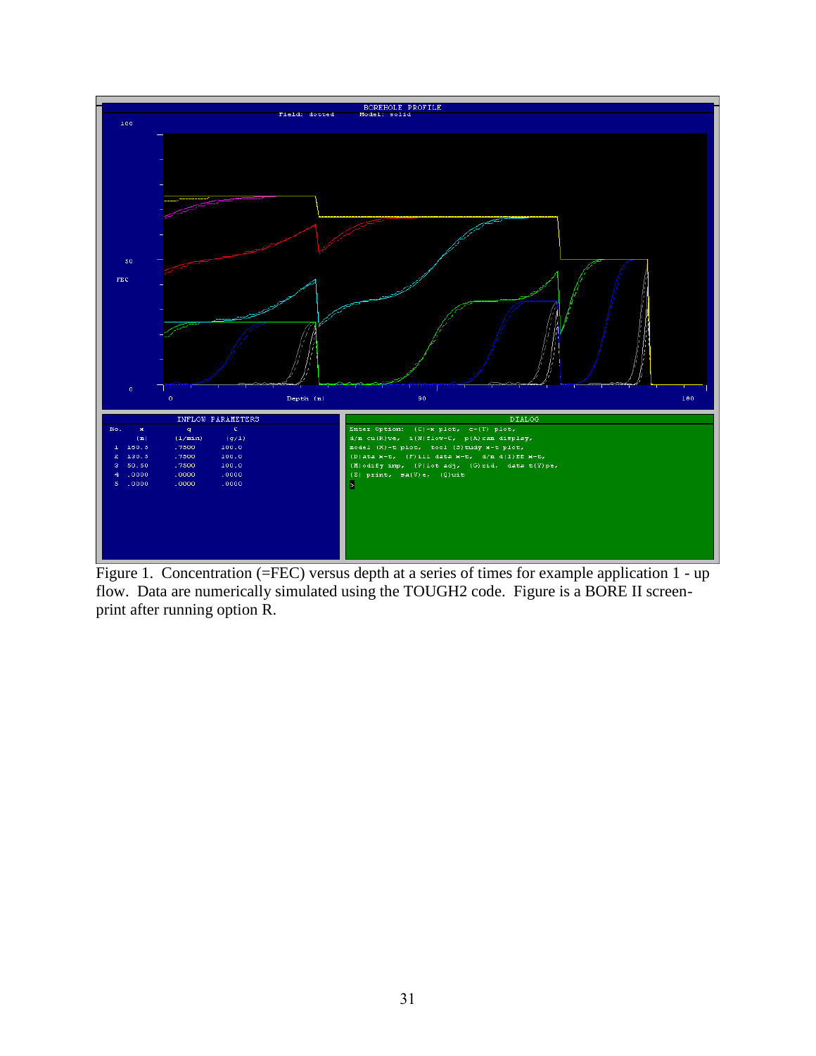Figure 1. Concentration (=FEC) versus depth at a series of times for example application 1 - up flow. Data are numerically simulated using the TOUGH2 code. Figure is a BORE II screen-print after running option R.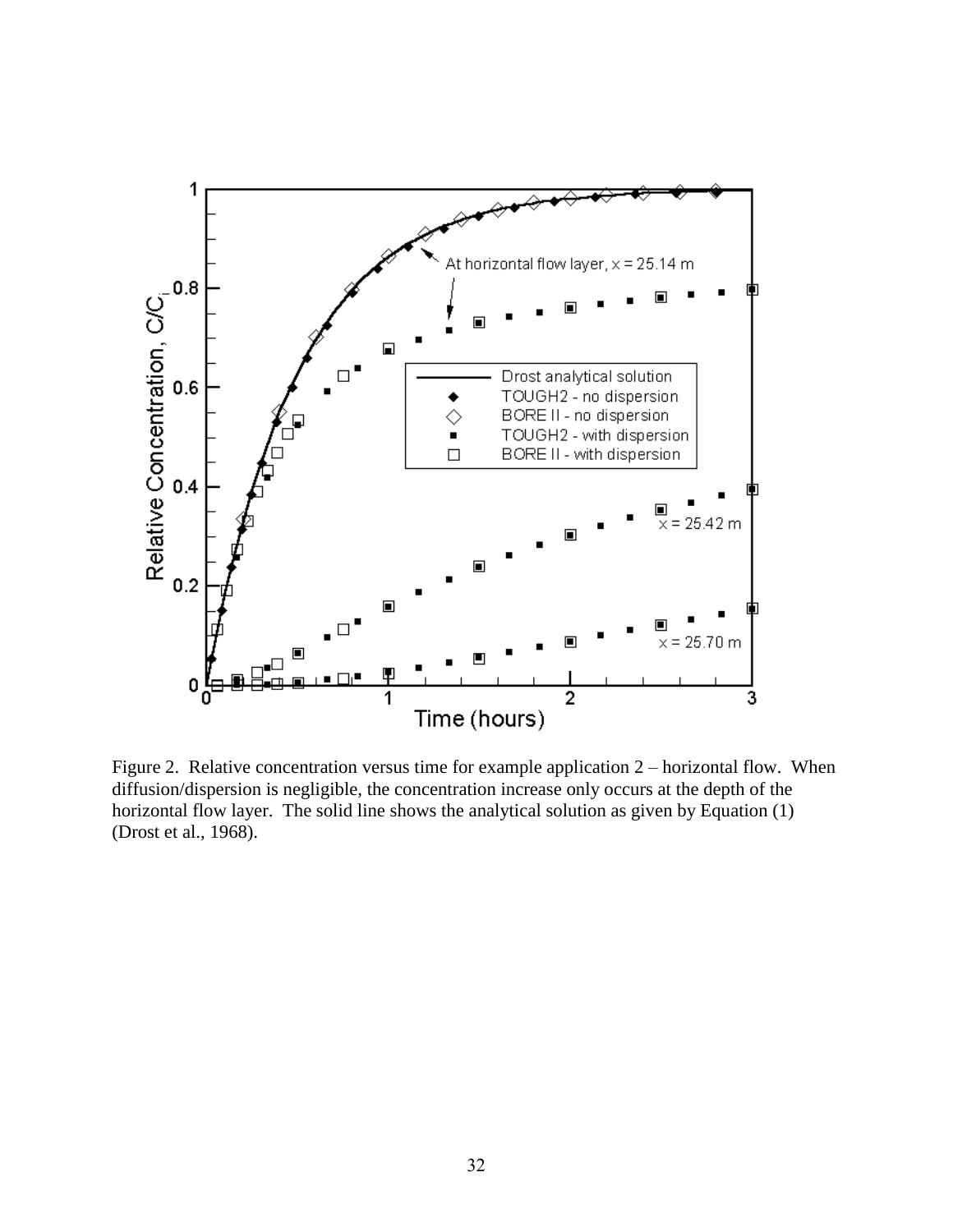Figure 2. Relative concentration versus time for example application 2 – horizontal flow. When diffusion/dispersion is negligible, the concentration increase only occurs at the depth of the horizontal flow layer. The solid line shows the analytical solution as given by Equation (1) (Drost et al., 1968).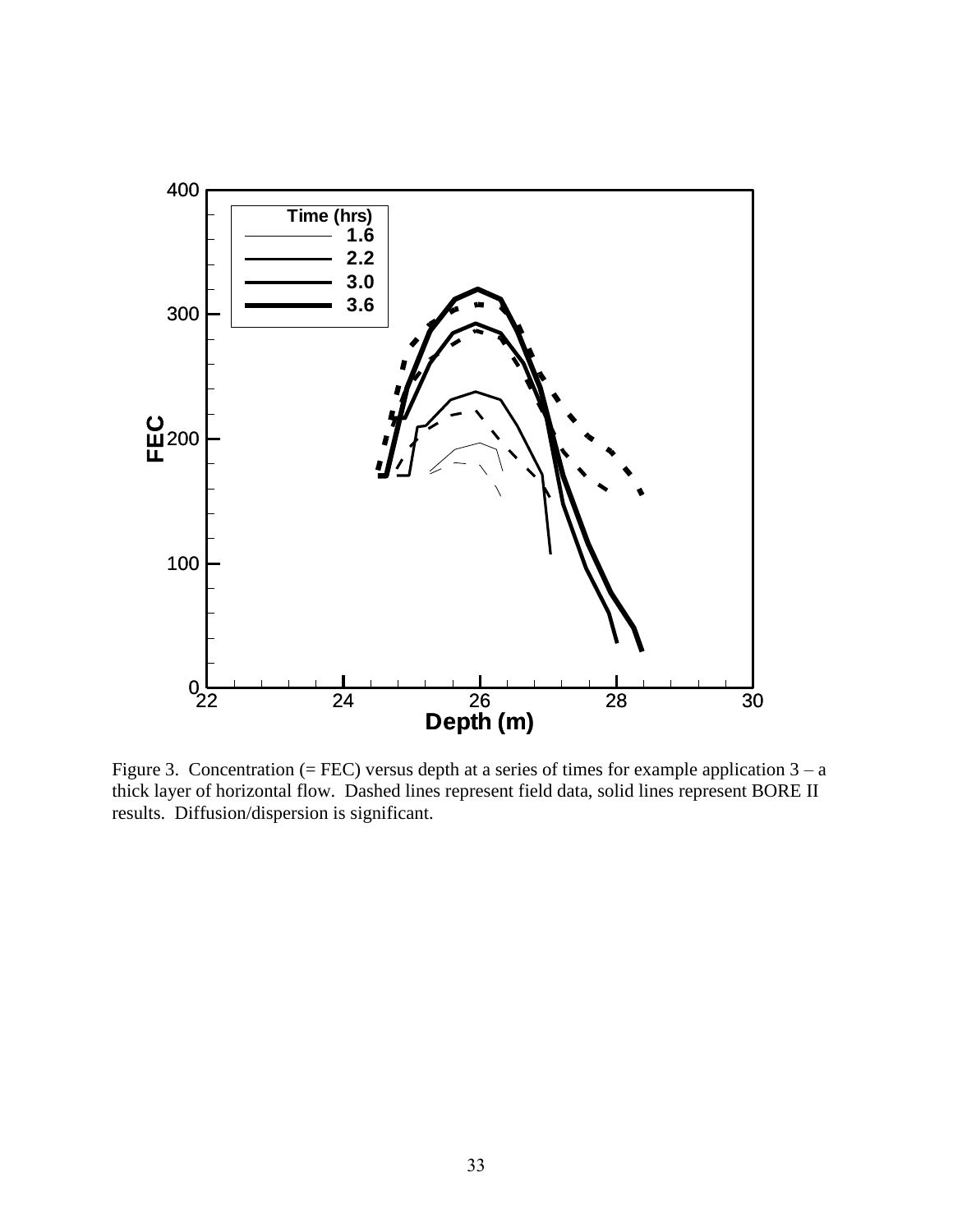Figure 3. Concentration (= FEC) versus depth at a series of times for example application 3 – a thick layer of horizontal flow. Dashed lines represent field data, solid lines represent BORE II results. Diffusion/dispersion is significant.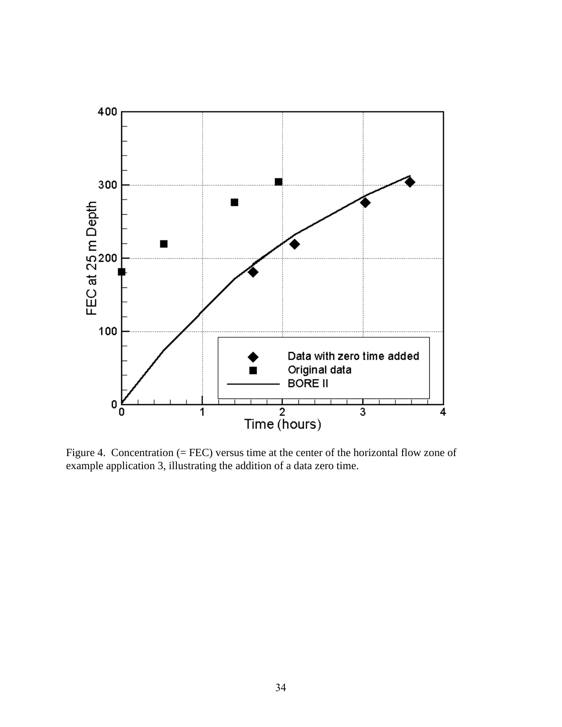Figure 4. Concentration (= FEC) versus time at the center of the horizontal flow zone of example application 3, illustrating the addition of a data zero time.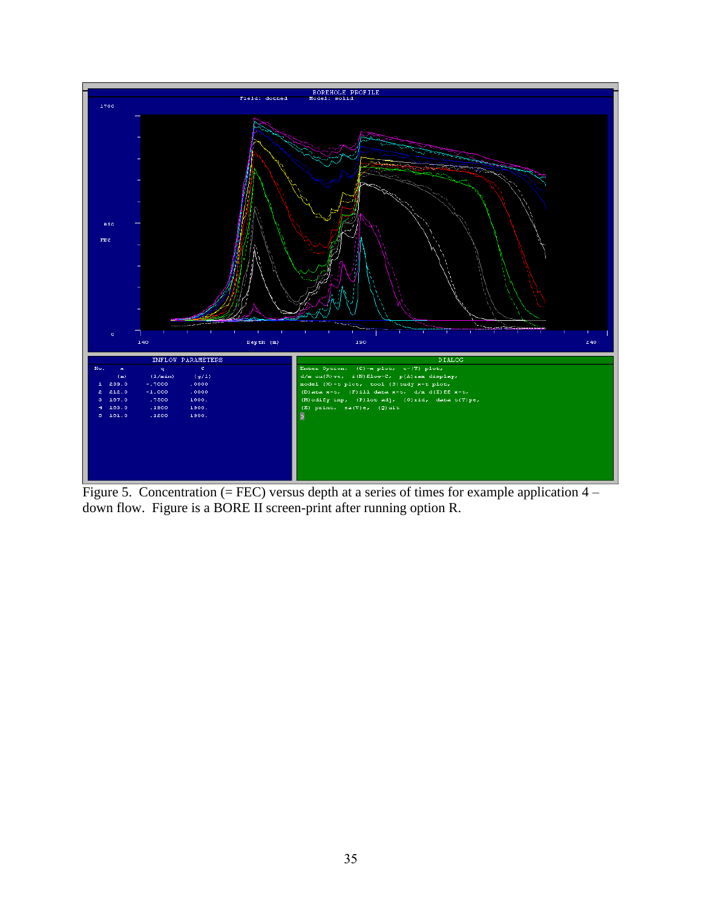Figure 5. Concentration (= FEC) versus depth at a series of times for example application 4 – down flow. Figure is a BORE II screen-print after running option R.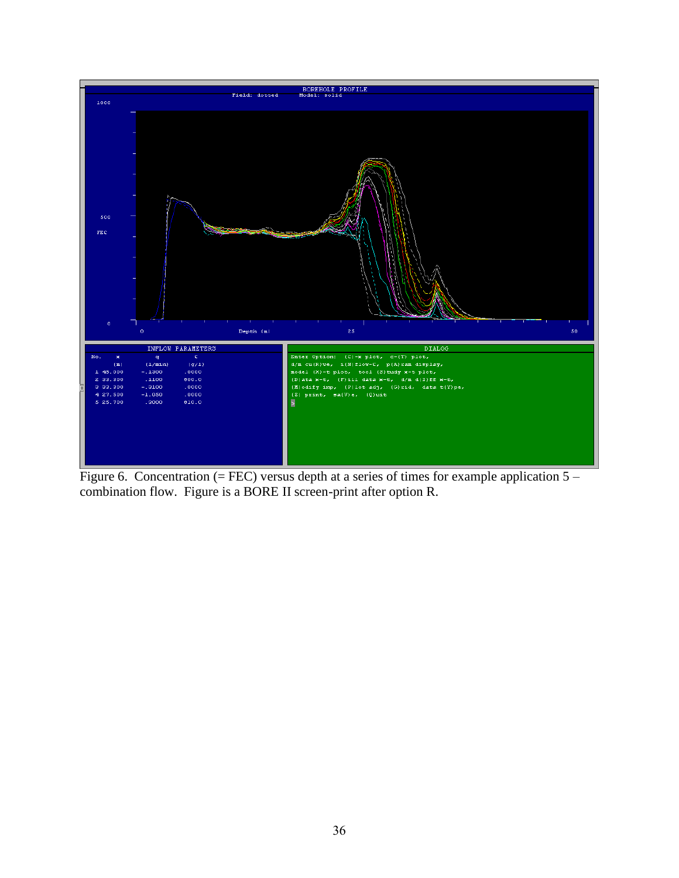Figure 6. Concentration (= FEC) versus depth at a series of times for example application 5 – combination flow. Figure is a BORE II screen-print after option R.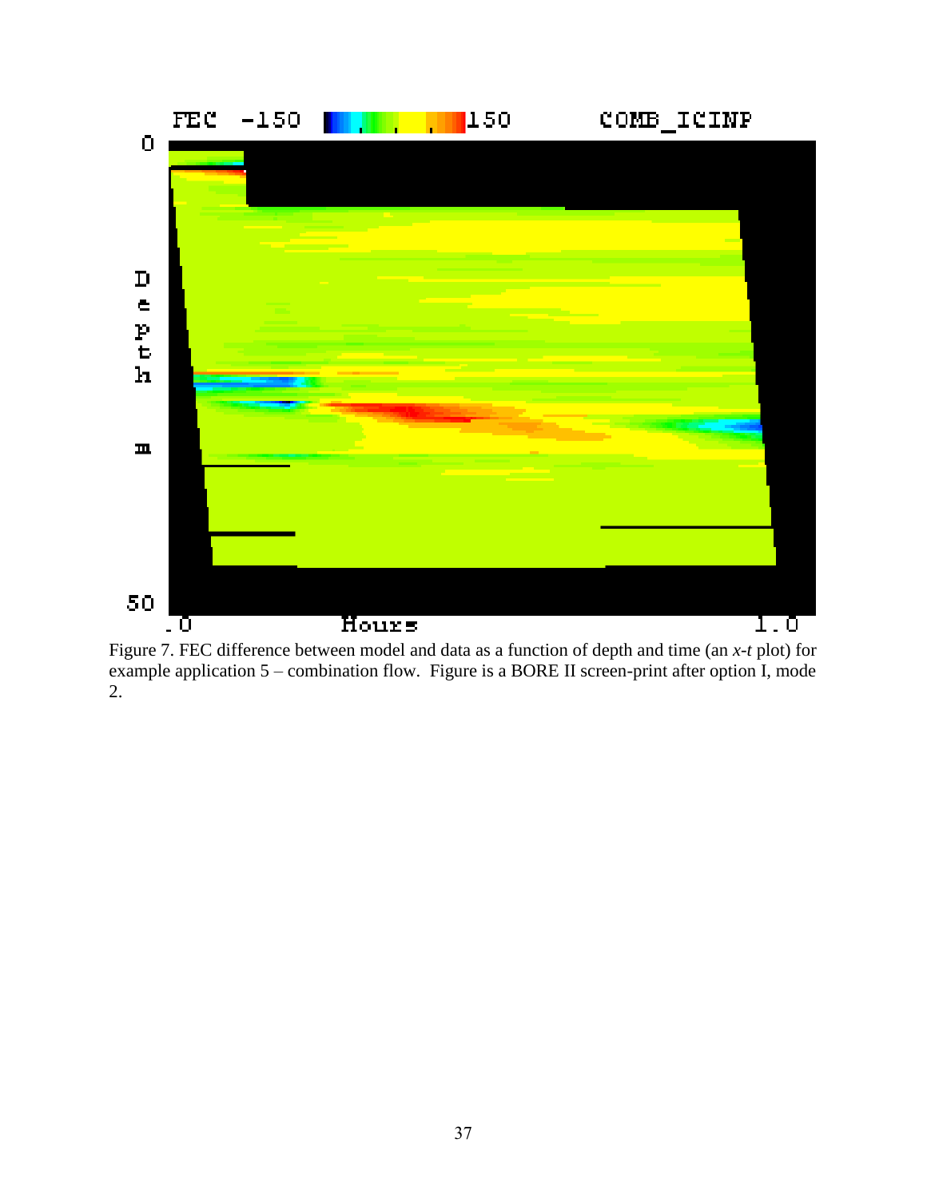FEC -150 150 COMB_ICINP

0

Depth m

50

.0 Hours 1.0

Figure 7. FEC difference between model and data as a function of depth and time (an *x-t* plot) for example application 5 – combination flow. Figure is a BORE II screen-print after option I, mode 2.